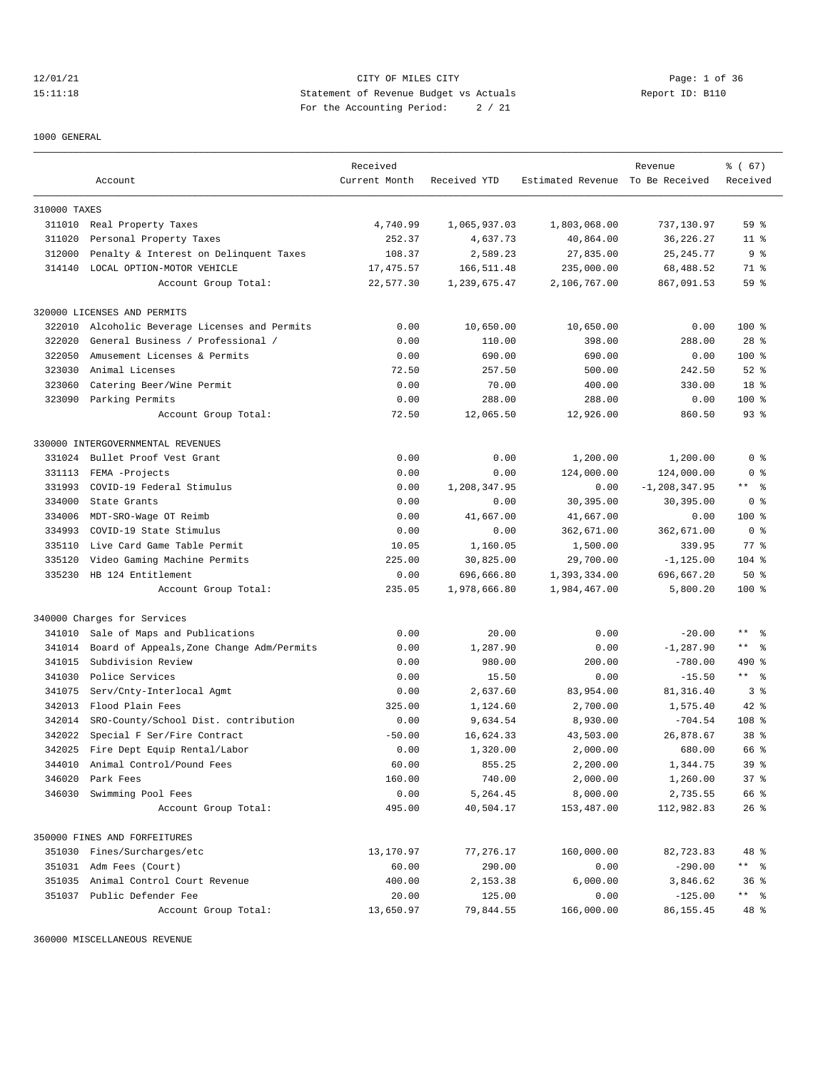CITY OF MILES CITY
Statement of Revenue Budget vs Actuals
For the Accounting Period: 2 / 21

12/01/21
15:11:18

Report ID: B110

1000 GENERAL

| Account | | Received Current Month | Received YTD | Estimated Revenue | Revenue To Be Received | % ( 67) Received |
|---|---|---|---|---|---|---|
| 310000 TAXES | | | | | | |
| 311010 | Real Property Taxes | 4,740.99 | 1,065,937.03 | 1,803,068.00 | 737,130.97 | 59 % |
| 311020 | Personal Property Taxes | 252.37 | 4,637.73 | 40,864.00 | 36,226.27 | 11 % |
| 312000 | Penalty & Interest on Delinquent Taxes | 108.37 | 2,589.23 | 27,835.00 | 25,245.77 | 9 % |
| 314140 | LOCAL OPTION-MOTOR VEHICLE | 17,475.57 | 166,511.48 | 235,000.00 | 68,488.52 | 71 % |
| | Account Group Total: | 22,577.30 | 1,239,675.47 | 2,106,767.00 | 867,091.53 | 59 % |
| 320000 LICENSES AND PERMITS | | | | | | |
| 322010 | Alcoholic Beverage Licenses and Permits | 0.00 | 10,650.00 | 10,650.00 | 0.00 | 100 % |
| 322020 | General Business / Professional / | 0.00 | 110.00 | 398.00 | 288.00 | 28 % |
| 322050 | Amusement Licenses & Permits | 0.00 | 690.00 | 690.00 | 0.00 | 100 % |
| 323030 | Animal Licenses | 72.50 | 257.50 | 500.00 | 242.50 | 52 % |
| 323060 | Catering Beer/Wine Permit | 0.00 | 70.00 | 400.00 | 330.00 | 18 % |
| 323090 | Parking Permits | 0.00 | 288.00 | 288.00 | 0.00 | 100 % |
| | Account Group Total: | 72.50 | 12,065.50 | 12,926.00 | 860.50 | 93 % |
| 330000 INTERGOVERNMENTAL REVENUES | | | | | | |
| 331024 | Bullet Proof Vest Grant | 0.00 | 0.00 | 1,200.00 | 1,200.00 | 0 % |
| 331113 | FEMA -Projects | 0.00 | 0.00 | 124,000.00 | 124,000.00 | 0 % |
| 331993 | COVID-19 Federal Stimulus | 0.00 | 1,208,347.95 | 0.00 | -1,208,347.95 | ** % |
| 334000 | State Grants | 0.00 | 0.00 | 30,395.00 | 30,395.00 | 0 % |
| 334006 | MDT-SRO-Wage OT Reimb | 0.00 | 41,667.00 | 41,667.00 | 0.00 | 100 % |
| 334993 | COVID-19 State Stimulus | 0.00 | 0.00 | 362,671.00 | 362,671.00 | 0 % |
| 335110 | Live Card Game Table Permit | 10.05 | 1,160.05 | 1,500.00 | 339.95 | 77 % |
| 335120 | Video Gaming Machine Permits | 225.00 | 30,825.00 | 29,700.00 | -1,125.00 | 104 % |
| 335230 | HB 124 Entitlement | 0.00 | 696,666.80 | 1,393,334.00 | 696,667.20 | 50 % |
| | Account Group Total: | 235.05 | 1,978,666.80 | 1,984,467.00 | 5,800.20 | 100 % |
| 340000 Charges for Services | | | | | | |
| 341010 | Sale of Maps and Publications | 0.00 | 20.00 | 0.00 | -20.00 | ** % |
| 341014 | Board of Appeals,Zone Change Adm/Permits | 0.00 | 1,287.90 | 0.00 | -1,287.90 | ** % |
| 341015 | Subdivision Review | 0.00 | 980.00 | 200.00 | -780.00 | 490 % |
| 341030 | Police Services | 0.00 | 15.50 | 0.00 | -15.50 | ** % |
| 341075 | Serv/Cnty-Interlocal Agmt | 0.00 | 2,637.60 | 83,954.00 | 81,316.40 | 3 % |
| 342013 | Flood Plain Fees | 325.00 | 1,124.60 | 2,700.00 | 1,575.40 | 42 % |
| 342014 | SRO-County/School Dist. contribution | 0.00 | 9,634.54 | 8,930.00 | -704.54 | 108 % |
| 342022 | Special F Ser/Fire Contract | -50.00 | 16,624.33 | 43,503.00 | 26,878.67 | 38 % |
| 342025 | Fire Dept Equip Rental/Labor | 0.00 | 1,320.00 | 2,000.00 | 680.00 | 66 % |
| 344010 | Animal Control/Pound Fees | 60.00 | 855.25 | 2,200.00 | 1,344.75 | 39 % |
| 346020 | Park Fees | 160.00 | 740.00 | 2,000.00 | 1,260.00 | 37 % |
| 346030 | Swimming Pool Fees | 0.00 | 5,264.45 | 8,000.00 | 2,735.55 | 66 % |
| | Account Group Total: | 495.00 | 40,504.17 | 153,487.00 | 112,982.83 | 26 % |
| 350000 FINES AND FORFEITURES | | | | | | |
| 351030 | Fines/Surcharges/etc | 13,170.97 | 77,276.17 | 160,000.00 | 82,723.83 | 48 % |
| 351031 | Adm Fees (Court) | 60.00 | 290.00 | 0.00 | -290.00 | ** % |
| 351035 | Animal Control Court Revenue | 400.00 | 2,153.38 | 6,000.00 | 3,846.62 | 36 % |
| 351037 | Public Defender Fee | 20.00 | 125.00 | 0.00 | -125.00 | ** % |
| | Account Group Total: | 13,650.97 | 79,844.55 | 166,000.00 | 86,155.45 | 48 % |

360000 MISCELLANEOUS REVENUE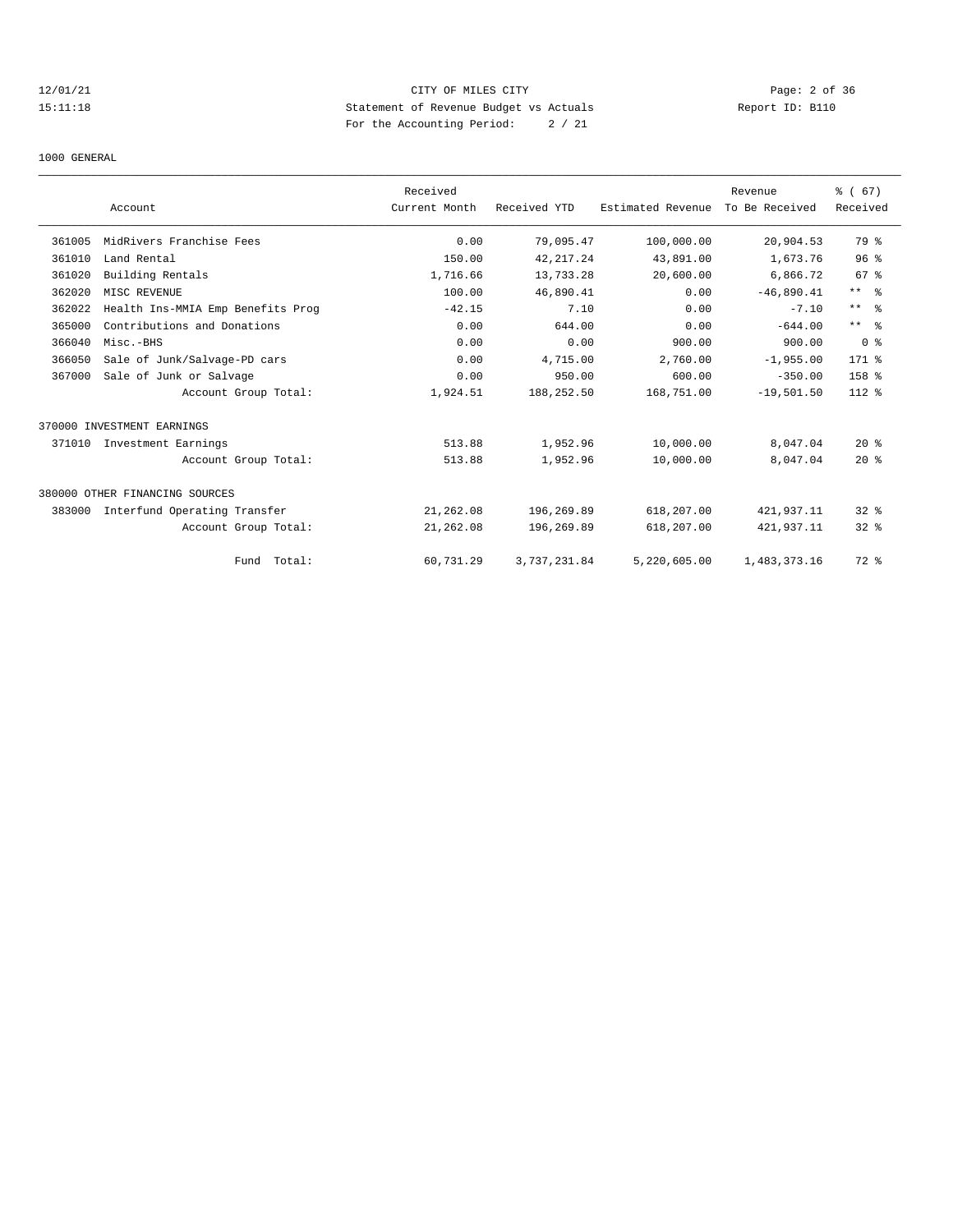12/01/21 CITY OF MILES CITY
15:11:18 Statement of Revenue Budget vs Actuals Report ID: B110
For the Accounting Period: 2 / 21

1000 GENERAL

| | Account | Received Current Month | Received YTD | Estimated Revenue | Revenue To Be Received | % ( 67) Received |
|---|---|---|---|---|---|---|
| 361005 | MidRivers Franchise Fees | 0.00 | 79,095.47 | 100,000.00 | 20,904.53 | 79 % |
| 361010 | Land Rental | 150.00 | 42,217.24 | 43,891.00 | 1,673.76 | 96 % |
| 361020 | Building Rentals | 1,716.66 | 13,733.28 | 20,600.00 | 6,866.72 | 67 % |
| 362020 | MISC REVENUE | 100.00 | 46,890.41 | 0.00 | -46,890.41 | ** % |
| 362022 | Health Ins-MMIA Emp Benefits Prog | -42.15 | 7.10 | 0.00 | -7.10 | ** % |
| 365000 | Contributions and Donations | 0.00 | 644.00 | 0.00 | -644.00 | ** % |
| 366040 | Misc.-BHS | 0.00 | 0.00 | 900.00 | 900.00 | 0 % |
| 366050 | Sale of Junk/Salvage-PD cars | 0.00 | 4,715.00 | 2,760.00 | -1,955.00 | 171 % |
| 367000 | Sale of Junk or Salvage | 0.00 | 950.00 | 600.00 | -350.00 | 158 % |
| | Account Group Total: | 1,924.51 | 188,252.50 | 168,751.00 | -19,501.50 | 112 % |
| 370000 INVESTMENT EARNINGS | | | | | | |
| 371010 | Investment Earnings | 513.88 | 1,952.96 | 10,000.00 | 8,047.04 | 20 % |
| | Account Group Total: | 513.88 | 1,952.96 | 10,000.00 | 8,047.04 | 20 % |
| 380000 OTHER FINANCING SOURCES | | | | | | |
| 383000 | Interfund Operating Transfer | 21,262.08 | 196,269.89 | 618,207.00 | 421,937.11 | 32 % |
| | Account Group Total: | 21,262.08 | 196,269.89 | 618,207.00 | 421,937.11 | 32 % |
| | Fund Total: | 60,731.29 | 3,737,231.84 | 5,220,605.00 | 1,483,373.16 | 72 % |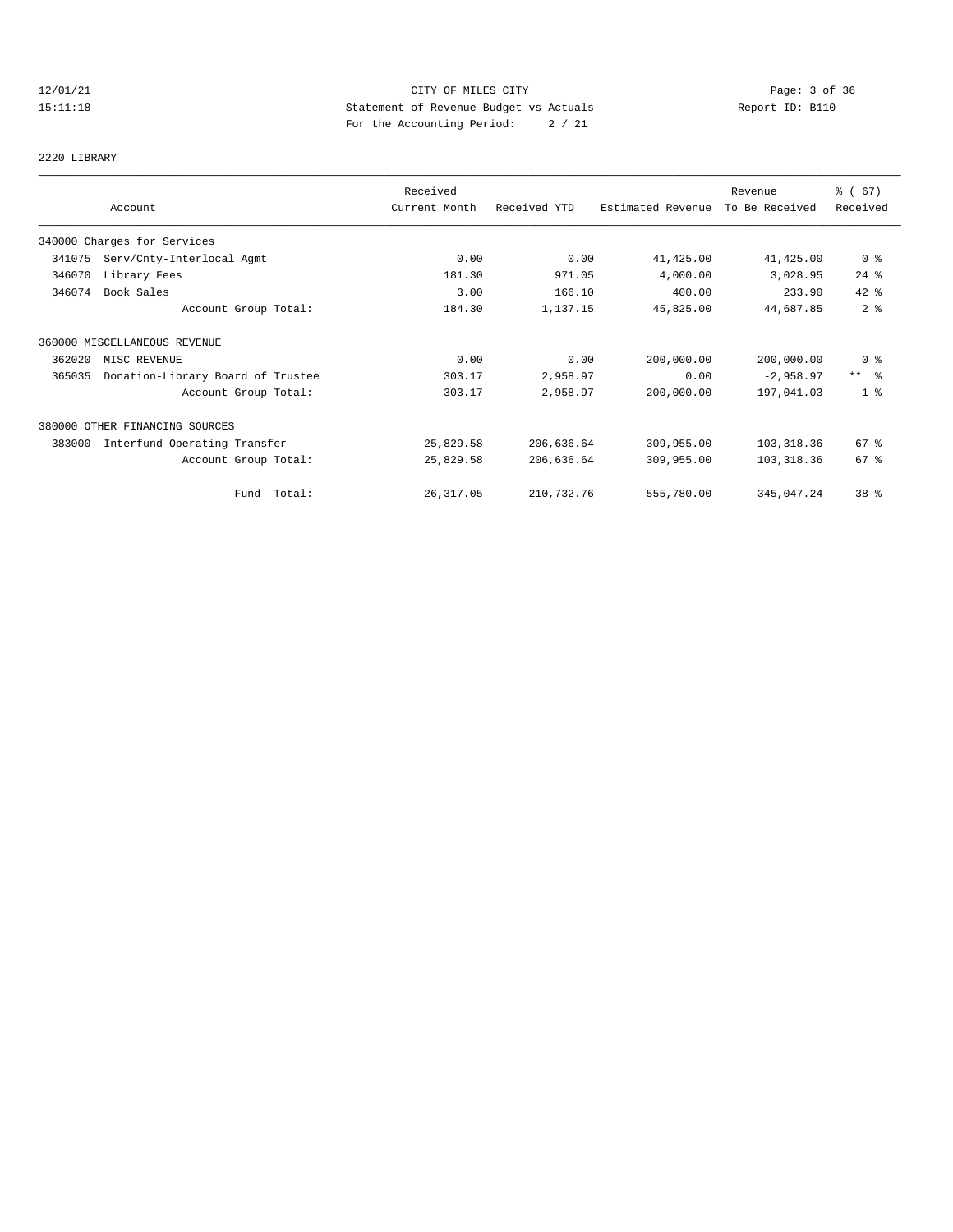CITY OF MILES CITY
Statement of Revenue Budget vs Actuals
For the Accounting Period: 2 / 21

12/01/21
15:11:18

Report ID: B110

## 2220 LIBRARY

| Account | | Received Current Month | Received YTD | Estimated Revenue | Revenue To Be Received | % ( 67) Received |
|---|---|---|---|---|---|---|
| 340000 Charges for Services | | | | | | |
| 341075 | Serv/Cnty-Interlocal Agmt | 0.00 | 0.00 | 41,425.00 | 41,425.00 | 0 % |
| 346070 | Library Fees | 181.30 | 971.05 | 4,000.00 | 3,028.95 | 24 % |
| 346074 | Book Sales | 3.00 | 166.10 | 400.00 | 233.90 | 42 % |
| | Account Group Total: | 184.30 | 1,137.15 | 45,825.00 | 44,687.85 | 2 % |
| 360000 MISCELLANEOUS REVENUE | | | | | | |
| 362020 | MISC REVENUE | 0.00 | 0.00 | 200,000.00 | 200,000.00 | 0 % |
| 365035 | Donation-Library Board of Trustee | 303.17 | 2,958.97 | 0.00 | -2,958.97 | ** % |
| | Account Group Total: | 303.17 | 2,958.97 | 200,000.00 | 197,041.03 | 1 % |
| 380000 OTHER FINANCING SOURCES | | | | | | |
| 383000 | Interfund Operating Transfer | 25,829.58 | 206,636.64 | 309,955.00 | 103,318.36 | 67 % |
| | Account Group Total: | 25,829.58 | 206,636.64 | 309,955.00 | 103,318.36 | 67 % |
| | Fund Total: | 26,317.05 | 210,732.76 | 555,780.00 | 345,047.24 | 38 % |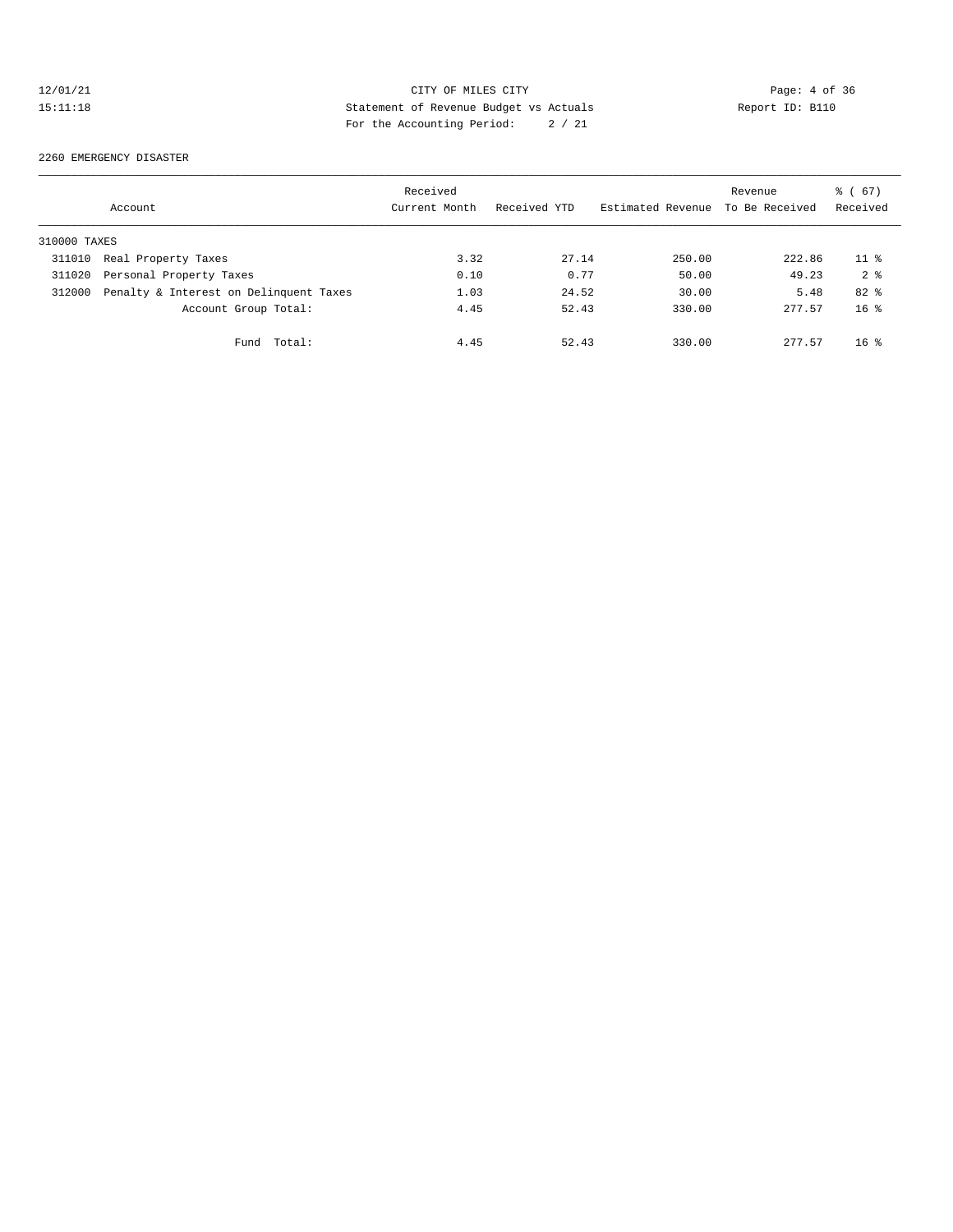CITY OF MILES CITY
Statement of Revenue Budget vs Actuals
For the Accounting Period: 2 / 21

12/01/21 15:11:18 Report ID: B110

2260 EMERGENCY DISASTER

| Account | | Received Current Month | Received YTD | Estimated Revenue | Revenue To Be Received | % ( 67) Received |
|---|---|---|---|---|---|---|
| 310000 TAXES | | | | | | |
| 311010 | Real Property Taxes | 3.32 | 27.14 | 250.00 | 222.86 | 11 % |
| 311020 | Personal Property Taxes | 0.10 | 0.77 | 50.00 | 49.23 | 2 % |
| 312000 | Penalty & Interest on Delinquent Taxes | 1.03 | 24.52 | 30.00 | 5.48 | 82 % |
| | Account Group Total: | 4.45 | 52.43 | 330.00 | 277.57 | 16 % |
| | Fund Total: | 4.45 | 52.43 | 330.00 | 277.57 | 16 % |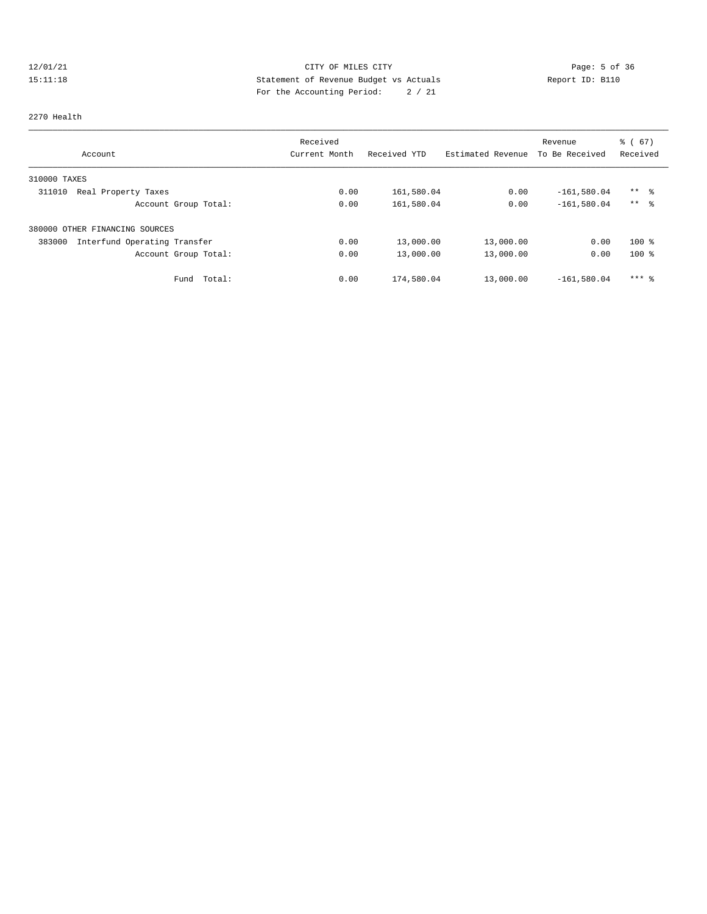12/01/21 CITY OF MILES CITY
15:11:18 Statement of Revenue Budget vs Actuals Report ID: B110
For the Accounting Period: 2 / 21

2270 Health

| Account | Received Current Month | Received YTD | Estimated Revenue | Revenue To Be Received | % ( 67) Received |
|---|---|---|---|---|---|
| 310000 TAXES | | | | | |
| 311010 Real Property Taxes | 0.00 | 161,580.04 | 0.00 | -161,580.04 | ** % |
| Account Group Total: | 0.00 | 161,580.04 | 0.00 | -161,580.04 | ** % |
| 380000 OTHER FINANCING SOURCES | | | | | |
| 383000 Interfund Operating Transfer | 0.00 | 13,000.00 | 13,000.00 | 0.00 | 100 % |
| Account Group Total: | 0.00 | 13,000.00 | 13,000.00 | 0.00 | 100 % |
| Fund Total: | 0.00 | 174,580.04 | 13,000.00 | -161,580.04 | *** % |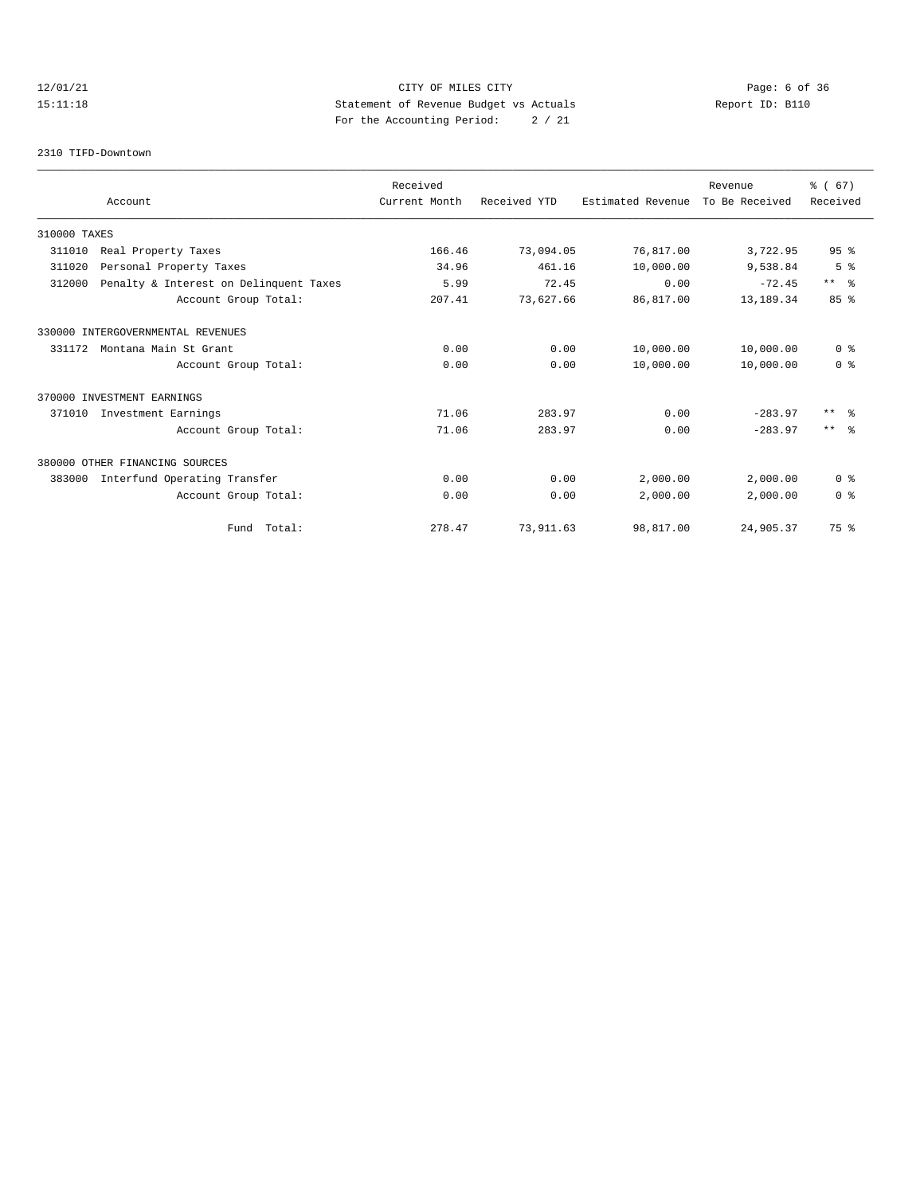12/01/21 CITY OF MILES CITY
15:11:18 Statement of Revenue Budget vs Actuals Report ID: B110
For the Accounting Period: 2 / 21

2310 TIFD-Downtown

| Account | Received Current Month | Received YTD | Estimated Revenue | Revenue To Be Received | % ( 67) Received |
|---|---|---|---|---|---|
| 310000 TAXES | | | | | |
| 311010 Real Property Taxes | 166.46 | 73,094.05 | 76,817.00 | 3,722.95 | 95 % |
| 311020 Personal Property Taxes | 34.96 | 461.16 | 10,000.00 | 9,538.84 | 5 % |
| 312000 Penalty & Interest on Delinquent Taxes | 5.99 | 72.45 | 0.00 | -72.45 | ** % |
| Account Group Total: | 207.41 | 73,627.66 | 86,817.00 | 13,189.34 | 85 % |
| 330000 INTERGOVERNMENTAL REVENUES | | | | | |
| 331172 Montana Main St Grant | 0.00 | 0.00 | 10,000.00 | 10,000.00 | 0 % |
| Account Group Total: | 0.00 | 0.00 | 10,000.00 | 10,000.00 | 0 % |
| 370000 INVESTMENT EARNINGS | | | | | |
| 371010 Investment Earnings | 71.06 | 283.97 | 0.00 | -283.97 | ** % |
| Account Group Total: | 71.06 | 283.97 | 0.00 | -283.97 | ** % |
| 380000 OTHER FINANCING SOURCES | | | | | |
| 383000 Interfund Operating Transfer | 0.00 | 0.00 | 2,000.00 | 2,000.00 | 0 % |
| Account Group Total: | 0.00 | 0.00 | 2,000.00 | 2,000.00 | 0 % |
| Fund Total: | 278.47 | 73,911.63 | 98,817.00 | 24,905.37 | 75 % |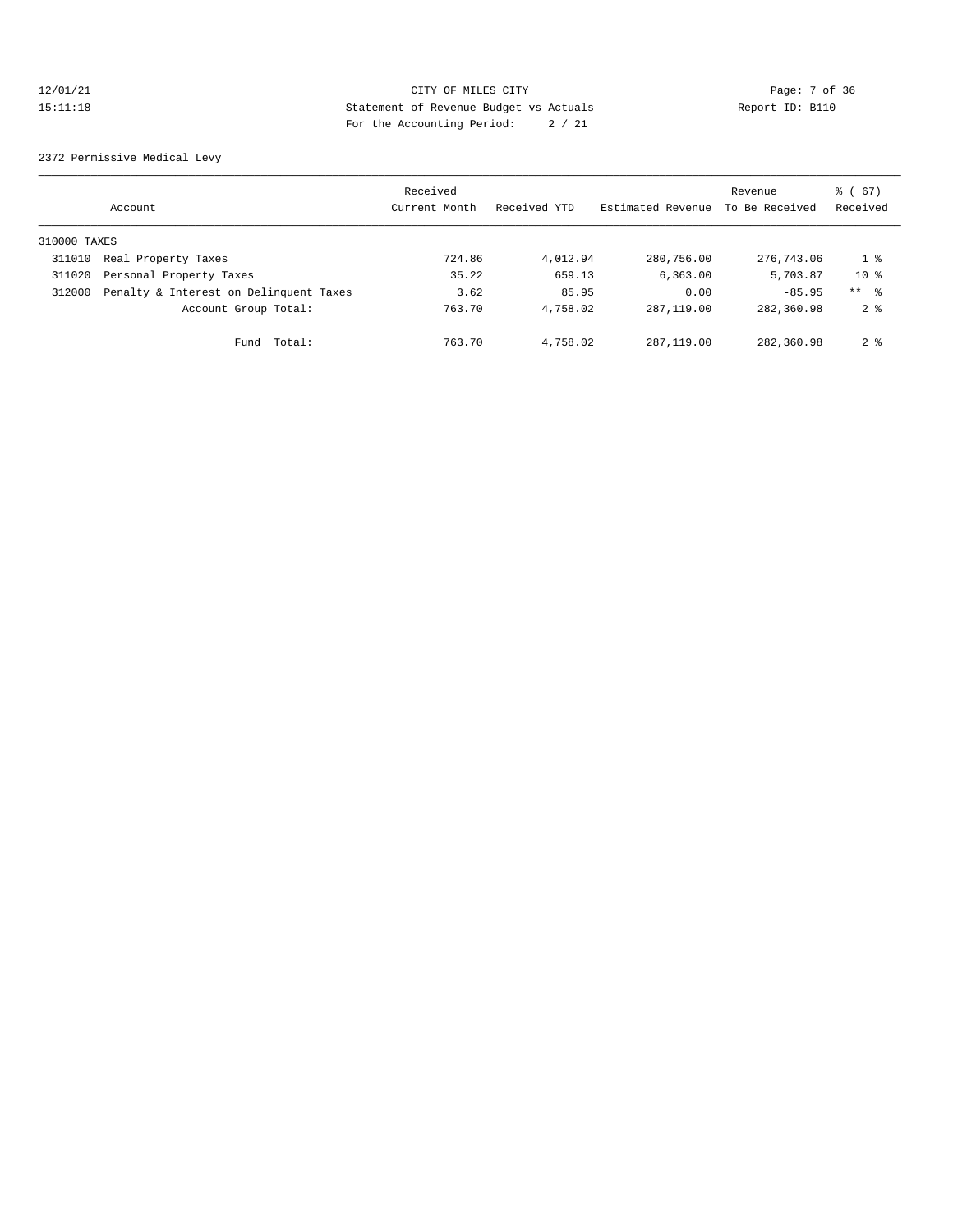12/01/21 CITY OF MILES CITY

15:11:18 Statement of Revenue Budget vs Actuals Report ID: B110

For the Accounting Period: 2 / 21

2372 Permissive Medical Levy

| | Account | Received Current Month | Received YTD | Estimated Revenue | Revenue To Be Received | % ( 67) Received |
|---|---|---|---|---|---|---|
| 310000 TAXES | | | | | | |
| 311010 | Real Property Taxes | 724.86 | 4,012.94 | 280,756.00 | 276,743.06 | 1 % |
| 311020 | Personal Property Taxes | 35.22 | 659.13 | 6,363.00 | 5,703.87 | 10 % |
| 312000 | Penalty & Interest on Delinquent Taxes | 3.62 | 85.95 | 0.00 | -85.95 | ** % |
| | Account Group Total: | 763.70 | 4,758.02 | 287,119.00 | 282,360.98 | 2 % |
| | Fund Total: | 763.70 | 4,758.02 | 287,119.00 | 282,360.98 | 2 % |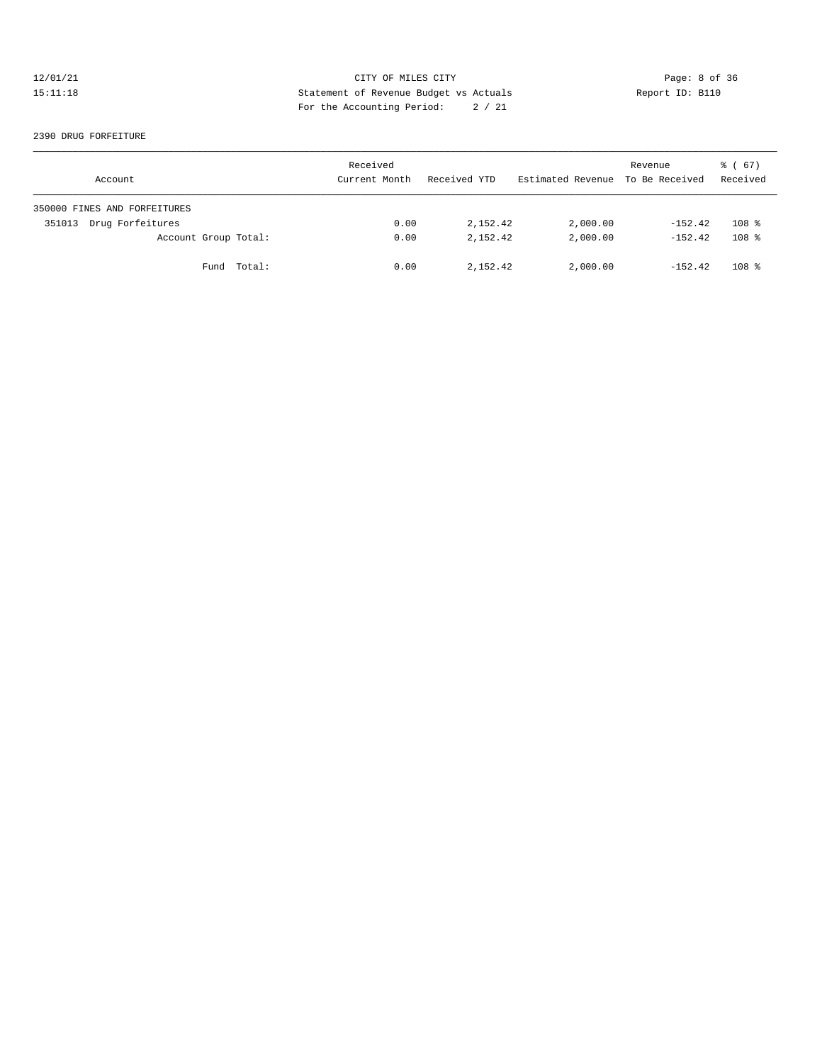12/01/21 CITY OF MILES CITY
15:11:18 Statement of Revenue Budget vs Actuals Report ID: B110
For the Accounting Period: 2 / 21

2390 DRUG FORFEITURE

| Account | Received Current Month | Received YTD | Estimated Revenue | Revenue To Be Received | % ( 67) Received |
|---|---|---|---|---|---|
| 350000 FINES AND FORFEITURES | | | | | |
| 351013 Drug Forfeitures | 0.00 | 2,152.42 | 2,000.00 | -152.42 | 108 % |
| Account Group Total: | 0.00 | 2,152.42 | 2,000.00 | -152.42 | 108 % |
| Fund Total: | 0.00 | 2,152.42 | 2,000.00 | -152.42 | 108 % |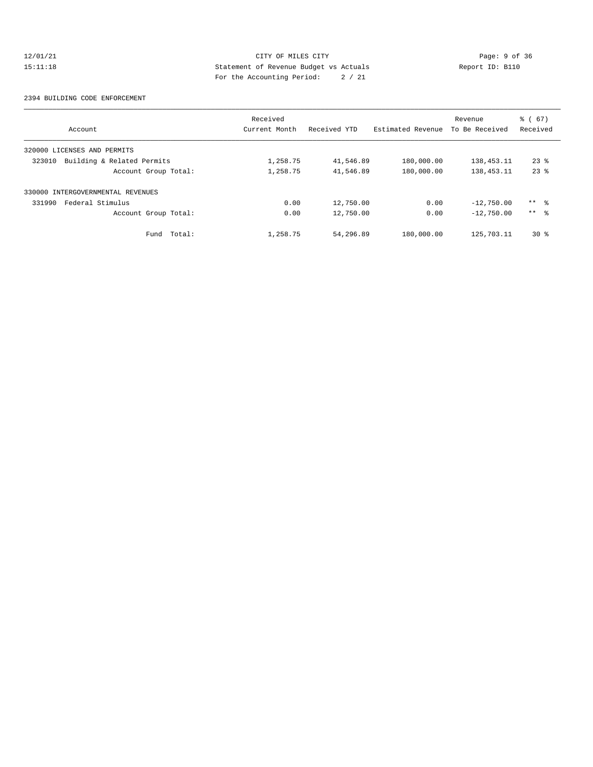CITY OF MILES CITY
Statement of Revenue Budget vs Actuals
For the Accounting Period: 2 / 21

12/01/21
15:11:18

Report ID: B110

2394 BUILDING CODE ENFORCEMENT

| Account | Received Current Month | Received YTD | Estimated Revenue | Revenue To Be Received | % ( 67) Received |
|---|---|---|---|---|---|
| 320000 LICENSES AND PERMITS | | | | | |
| 323010 Building & Related Permits | 1,258.75 | 41,546.89 | 180,000.00 | 138,453.11 | 23 % |
| Account Group Total: | 1,258.75 | 41,546.89 | 180,000.00 | 138,453.11 | 23 % |
| 330000 INTERGOVERNMENTAL REVENUES | | | | | |
| 331990 Federal Stimulus | 0.00 | 12,750.00 | 0.00 | -12,750.00 | ** % |
| Account Group Total: | 0.00 | 12,750.00 | 0.00 | -12,750.00 | ** % |
| Fund Total: | 1,258.75 | 54,296.89 | 180,000.00 | 125,703.11 | 30 % |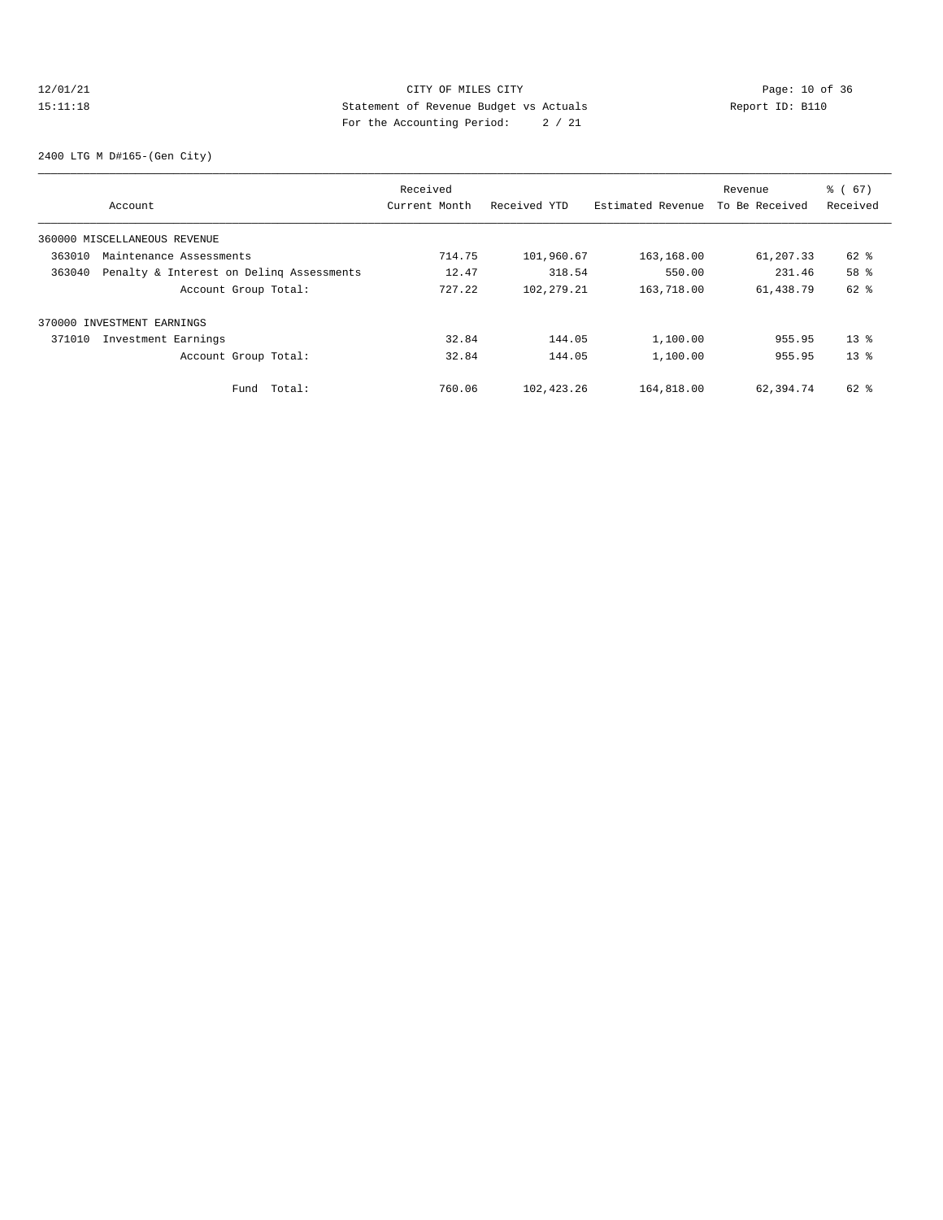CITY OF MILES CITY
Statement of Revenue Budget vs Actuals
For the Accounting Period: 2 / 21

12/01/21
15:11:18

Report ID: B110

2400 LTG M D#165-(Gen City)

| Account | Received Current Month | Received YTD | Estimated Revenue | Revenue To Be Received | % ( 67) Received |
|---|---|---|---|---|---|
| 360000 MISCELLANEOUS REVENUE | | | | | |
| 363010 Maintenance Assessments | 714.75 | 101,960.67 | 163,168.00 | 61,207.33 | 62 % |
| 363040 Penalty & Interest on Delinq Assessments | 12.47 | 318.54 | 550.00 | 231.46 | 58 % |
| Account Group Total: | 727.22 | 102,279.21 | 163,718.00 | 61,438.79 | 62 % |
| 370000 INVESTMENT EARNINGS | | | | | |
| 371010 Investment Earnings | 32.84 | 144.05 | 1,100.00 | 955.95 | 13 % |
| Account Group Total: | 32.84 | 144.05 | 1,100.00 | 955.95 | 13 % |
| Fund Total: | 760.06 | 102,423.26 | 164,818.00 | 62,394.74 | 62 % |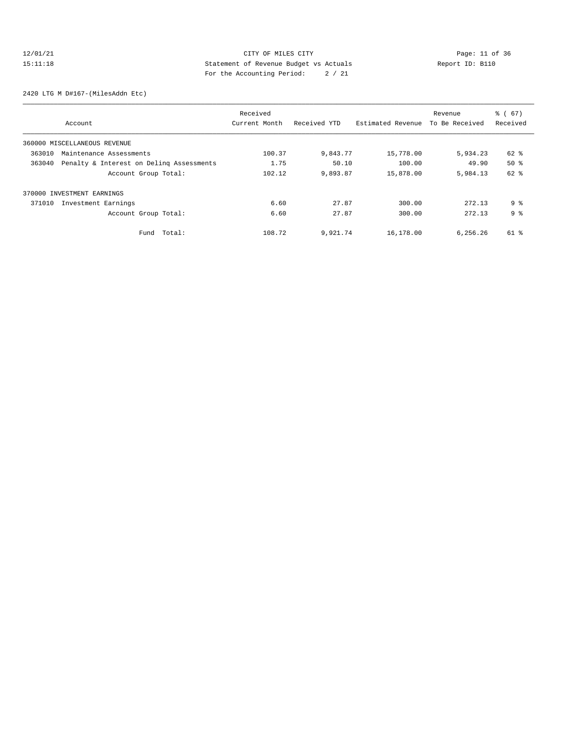CITY OF MILES CITY
Statement of Revenue Budget vs Actuals
For the Accounting Period: 2 / 21

12/01/21
15:11:18

Report ID: B110

2420 LTG M D#167-(MilesAddn Etc)

| Account | Received Current Month | Received YTD | Estimated Revenue | Revenue To Be Received | % ( 67) Received |
|---|---|---|---|---|---|
| 360000 MISCELLANEOUS REVENUE | | | | | |
| 363010 Maintenance Assessments | 100.37 | 9,843.77 | 15,778.00 | 5,934.23 | 62 % |
| 363040 Penalty & Interest on Delinq Assessments | 1.75 | 50.10 | 100.00 | 49.90 | 50 % |
| Account Group Total: | 102.12 | 9,893.87 | 15,878.00 | 5,984.13 | 62 % |
| 370000 INVESTMENT EARNINGS | | | | | |
| 371010 Investment Earnings | 6.60 | 27.87 | 300.00 | 272.13 | 9 % |
| Account Group Total: | 6.60 | 27.87 | 300.00 | 272.13 | 9 % |
| Fund Total: | 108.72 | 9,921.74 | 16,178.00 | 6,256.26 | 61 % |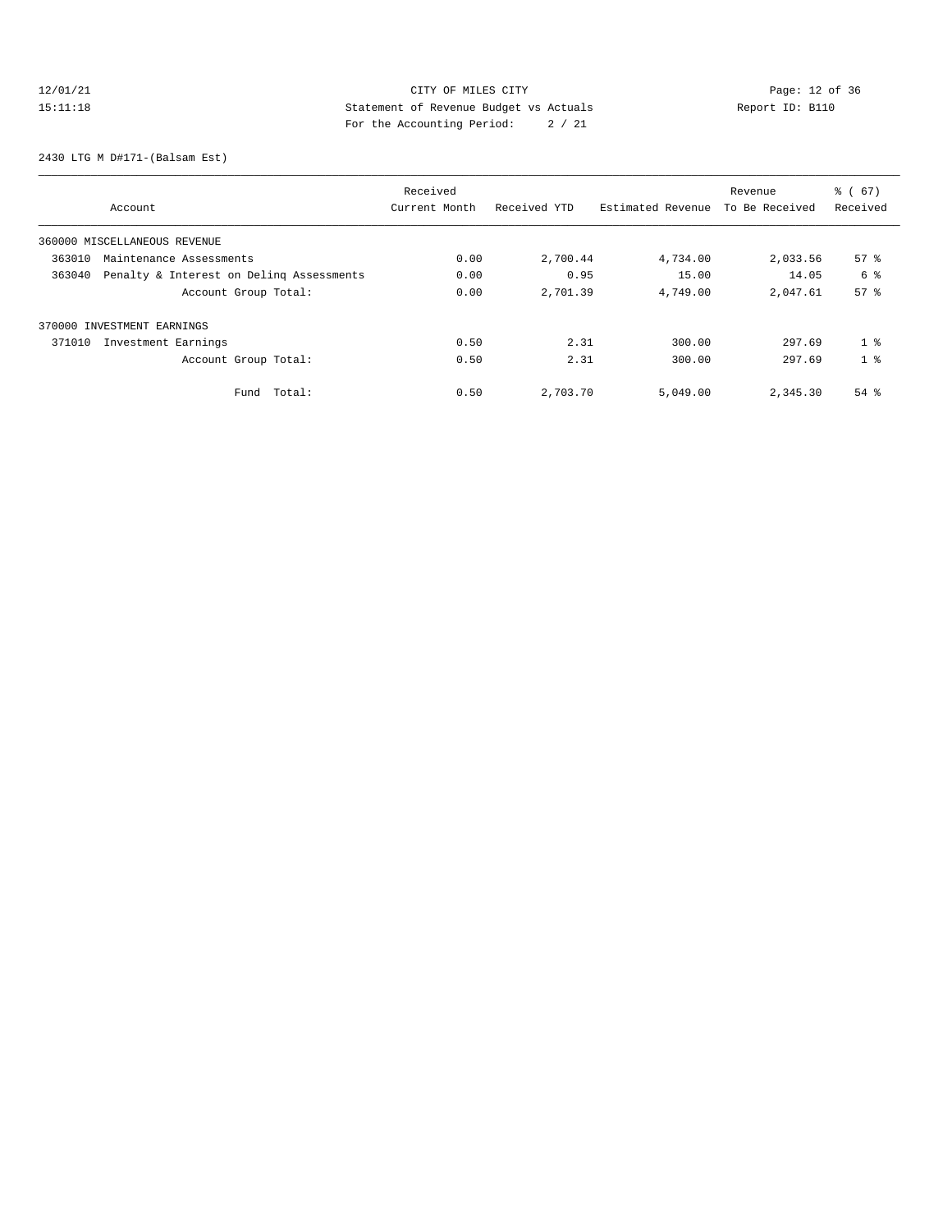CITY OF MILES CITY
Statement of Revenue Budget vs Actuals
For the Accounting Period: 2 / 21

12/01/21
15:11:18

Report ID: B110

2430 LTG M D#171-(Balsam Est)

| Account | Received Current Month | Received YTD | Estimated Revenue | Revenue To Be Received | % ( 67) Received |
|---|---|---|---|---|---|
| 360000 MISCELLANEOUS REVENUE | | | | | |
| 363010 Maintenance Assessments | 0.00 | 2,700.44 | 4,734.00 | 2,033.56 | 57 % |
| 363040 Penalty & Interest on Delinq Assessments | 0.00 | 0.95 | 15.00 | 14.05 | 6 % |
| Account Group Total: | 0.00 | 2,701.39 | 4,749.00 | 2,047.61 | 57 % |
| 370000 INVESTMENT EARNINGS | | | | | |
| 371010 Investment Earnings | 0.50 | 2.31 | 300.00 | 297.69 | 1 % |
| Account Group Total: | 0.50 | 2.31 | 300.00 | 297.69 | 1 % |
| Fund Total: | 0.50 | 2,703.70 | 5,049.00 | 2,345.30 | 54 % |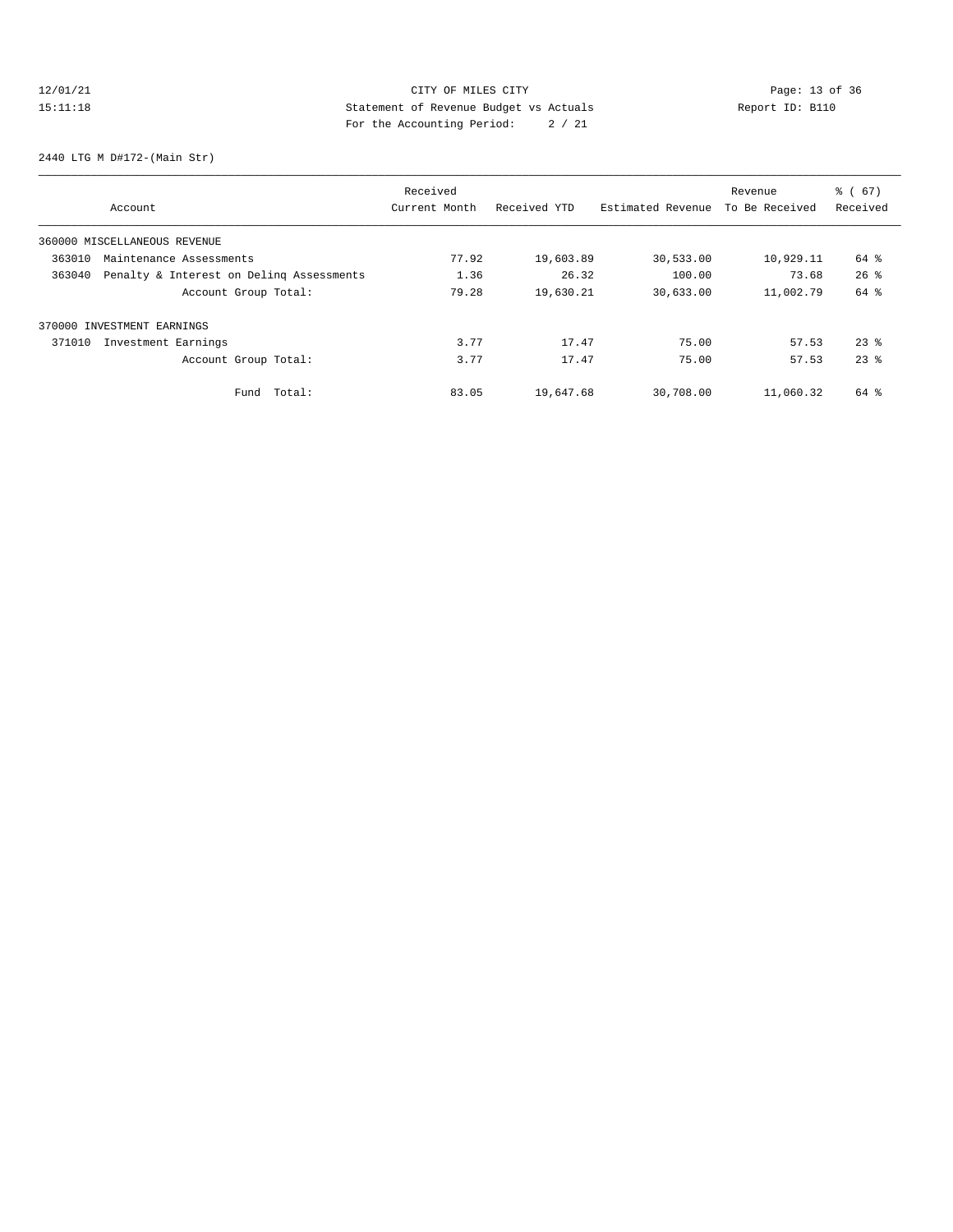CITY OF MILES CITY
Statement of Revenue Budget vs Actuals
For the Accounting Period: 2 / 21

12/01/21
15:11:18

Report ID: B110

2440 LTG M D#172-(Main Str)

| Account | Received Current Month | Received YTD | Estimated Revenue | Revenue To Be Received | % ( 67) Received |
|---|---|---|---|---|---|
| 360000 MISCELLANEOUS REVENUE | | | | | |
| 363010 Maintenance Assessments | 77.92 | 19,603.89 | 30,533.00 | 10,929.11 | 64 % |
| 363040 Penalty & Interest on Delinq Assessments | 1.36 | 26.32 | 100.00 | 73.68 | 26 % |
| Account Group Total: | 79.28 | 19,630.21 | 30,633.00 | 11,002.79 | 64 % |
| 370000 INVESTMENT EARNINGS | | | | | |
| 371010 Investment Earnings | 3.77 | 17.47 | 75.00 | 57.53 | 23 % |
| Account Group Total: | 3.77 | 17.47 | 75.00 | 57.53 | 23 % |
| Fund Total: | 83.05 | 19,647.68 | 30,708.00 | 11,060.32 | 64 % |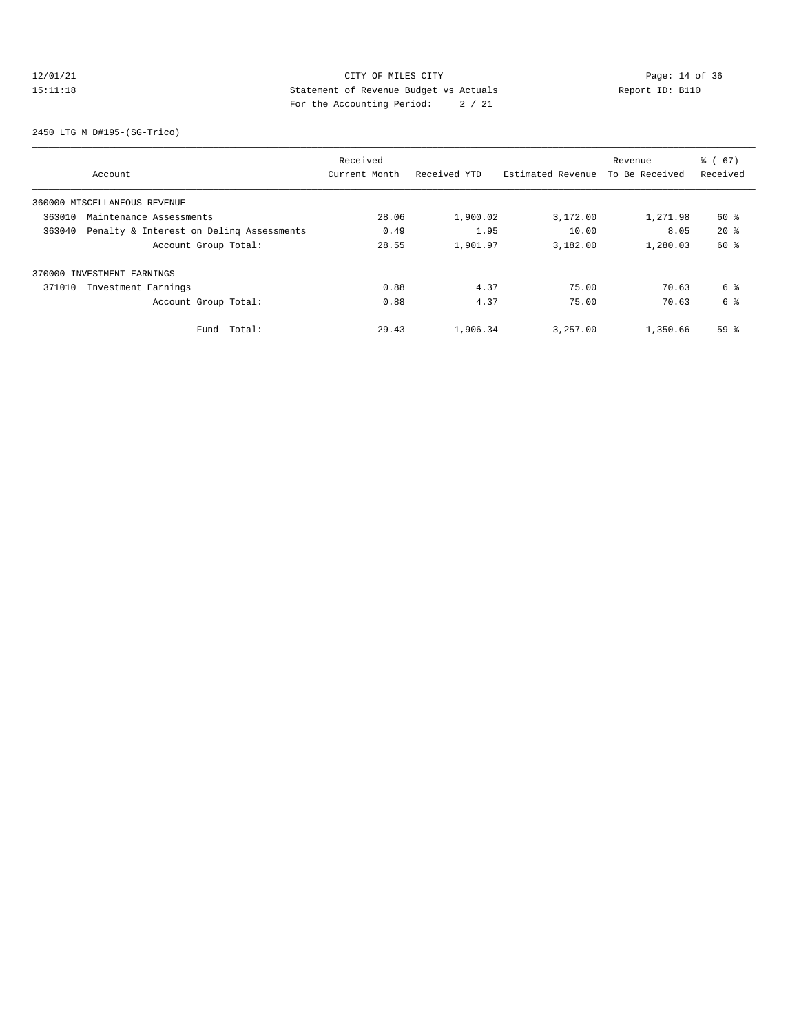CITY OF MILES CITY
Statement of Revenue Budget vs Actuals
For the Accounting Period: 2 / 21

12/01/21
15:11:18

Report ID: B110

2450 LTG M D#195-(SG-Trico)

| Account | Received Current Month | Received YTD | Estimated Revenue | Revenue To Be Received | % ( 67) Received |
|---|---|---|---|---|---|
| 360000 MISCELLANEOUS REVENUE | | | | | |
| 363010 Maintenance Assessments | 28.06 | 1,900.02 | 3,172.00 | 1,271.98 | 60 % |
| 363040 Penalty & Interest on Delinq Assessments | 0.49 | 1.95 | 10.00 | 8.05 | 20 % |
| Account Group Total: | 28.55 | 1,901.97 | 3,182.00 | 1,280.03 | 60 % |
| 370000 INVESTMENT EARNINGS | | | | | |
| 371010 Investment Earnings | 0.88 | 4.37 | 75.00 | 70.63 | 6 % |
| Account Group Total: | 0.88 | 4.37 | 75.00 | 70.63 | 6 % |
| Fund Total: | 29.43 | 1,906.34 | 3,257.00 | 1,350.66 | 59 % |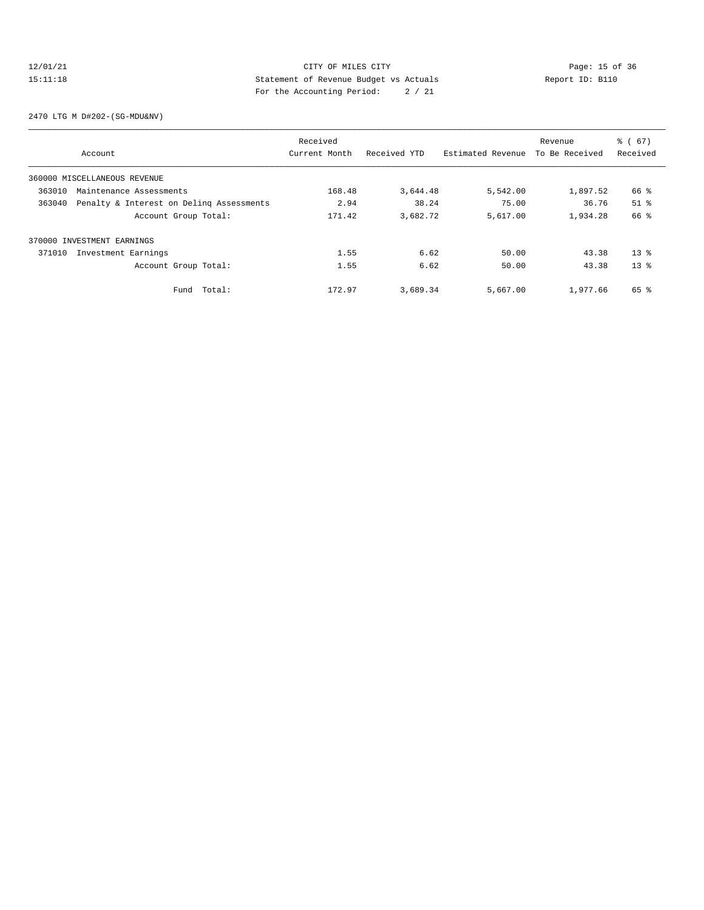12/01/21 CITY OF MILES CITY
15:11:18 Statement of Revenue Budget vs Actuals Report ID: B110
For the Accounting Period: 2 / 21

2470 LTG M D#202-(SG-MDU&NV)

| Account | Received Current Month | Received YTD | Estimated Revenue | Revenue To Be Received | % ( 67) Received |
|---|---|---|---|---|---|
| 360000 MISCELLANEOUS REVENUE | | | | | |
| 363010 Maintenance Assessments | 168.48 | 3,644.48 | 5,542.00 | 1,897.52 | 66 % |
| 363040 Penalty & Interest on Delinq Assessments | 2.94 | 38.24 | 75.00 | 36.76 | 51 % |
| Account Group Total: | 171.42 | 3,682.72 | 5,617.00 | 1,934.28 | 66 % |
| 370000 INVESTMENT EARNINGS | | | | | |
| 371010 Investment Earnings | 1.55 | 6.62 | 50.00 | 43.38 | 13 % |
| Account Group Total: | 1.55 | 6.62 | 50.00 | 43.38 | 13 % |
| Fund Total: | 172.97 | 3,689.34 | 5,667.00 | 1,977.66 | 65 % |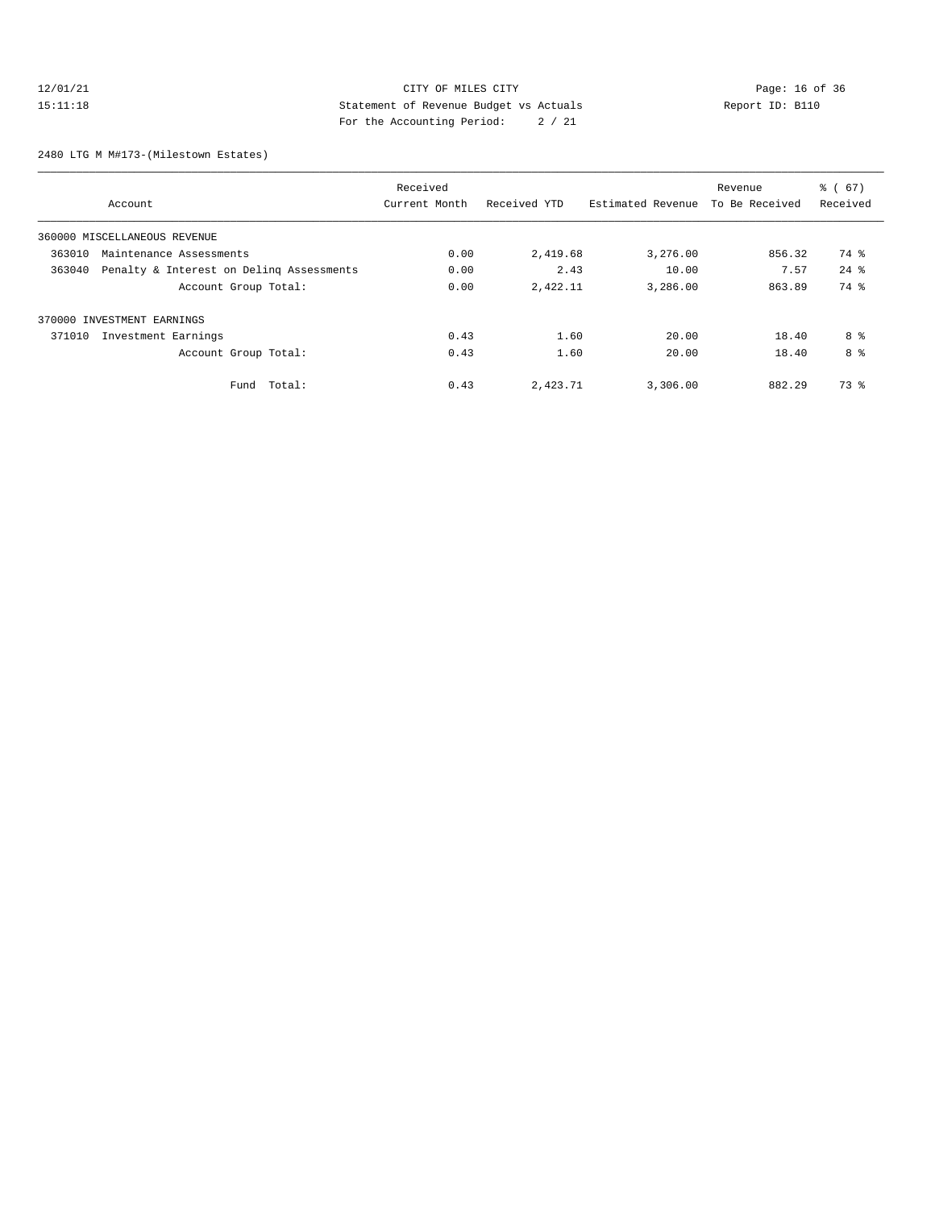CITY OF MILES CITY
Statement of Revenue Budget vs Actuals
For the Accounting Period: 2 / 21

12/01/21
15:11:18

Report ID: B110

2480 LTG M M#173-(Milestown Estates)

| Account | Received Current Month | Received YTD | Estimated Revenue | Revenue To Be Received | % ( 67) Received |
|---|---|---|---|---|---|
| 360000 MISCELLANEOUS REVENUE | | | | | |
| 363010 Maintenance Assessments | 0.00 | 2,419.68 | 3,276.00 | 856.32 | 74 % |
| 363040 Penalty & Interest on Delinq Assessments | 0.00 | 2.43 | 10.00 | 7.57 | 24 % |
| Account Group Total: | 0.00 | 2,422.11 | 3,286.00 | 863.89 | 74 % |
| 370000 INVESTMENT EARNINGS | | | | | |
| 371010 Investment Earnings | 0.43 | 1.60 | 20.00 | 18.40 | 8 % |
| Account Group Total: | 0.43 | 1.60 | 20.00 | 18.40 | 8 % |
| Fund Total: | 0.43 | 2,423.71 | 3,306.00 | 882.29 | 73 % |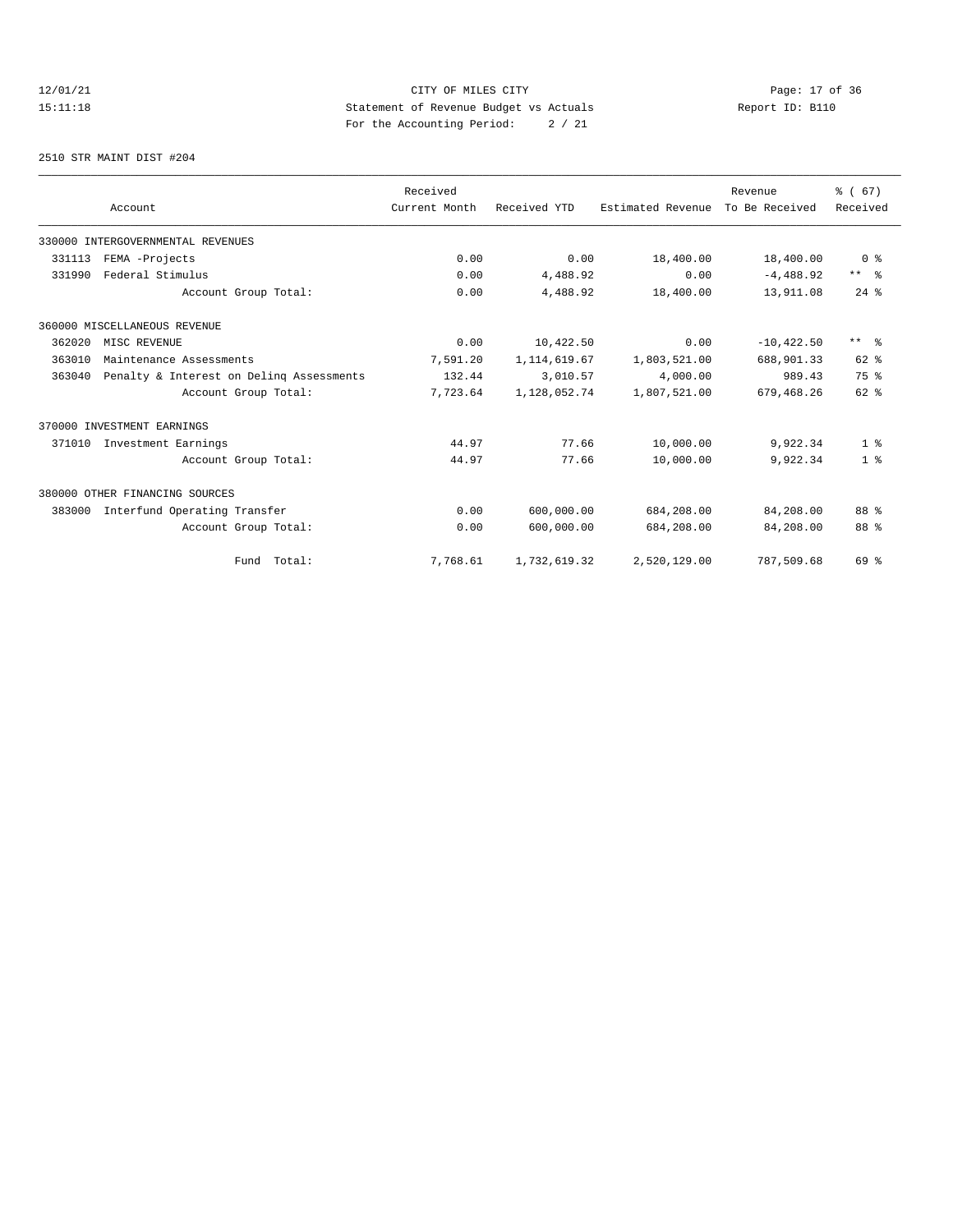12/01/21 CITY OF MILES CITY
15:11:18 Statement of Revenue Budget vs Actuals Report ID: B110
For the Accounting Period: 2 / 21

2510 STR MAINT DIST #204

| Account | Received Current Month | Received YTD | Estimated Revenue | Revenue To Be Received | % ( 67) Received |
|---|---|---|---|---|---|
| 330000 INTERGOVERNMENTAL REVENUES | | | | | |
| 331113 FEMA -Projects | 0.00 | 0.00 | 18,400.00 | 18,400.00 | 0 % |
| 331990 Federal Stimulus | 0.00 | 4,488.92 | 0.00 | -4,488.92 | ** % |
| Account Group Total: | 0.00 | 4,488.92 | 18,400.00 | 13,911.08 | 24 % |
| 360000 MISCELLANEOUS REVENUE | | | | | |
| 362020 MISC REVENUE | 0.00 | 10,422.50 | 0.00 | -10,422.50 | ** % |
| 363010 Maintenance Assessments | 7,591.20 | 1,114,619.67 | 1,803,521.00 | 688,901.33 | 62 % |
| 363040 Penalty & Interest on Delinq Assessments | 132.44 | 3,010.57 | 4,000.00 | 989.43 | 75 % |
| Account Group Total: | 7,723.64 | 1,128,052.74 | 1,807,521.00 | 679,468.26 | 62 % |
| 370000 INVESTMENT EARNINGS | | | | | |
| 371010 Investment Earnings | 44.97 | 77.66 | 10,000.00 | 9,922.34 | 1 % |
| Account Group Total: | 44.97 | 77.66 | 10,000.00 | 9,922.34 | 1 % |
| 380000 OTHER FINANCING SOURCES | | | | | |
| 383000 Interfund Operating Transfer | 0.00 | 600,000.00 | 684,208.00 | 84,208.00 | 88 % |
| Account Group Total: | 0.00 | 600,000.00 | 684,208.00 | 84,208.00 | 88 % |
| Fund Total: | 7,768.61 | 1,732,619.32 | 2,520,129.00 | 787,509.68 | 69 % |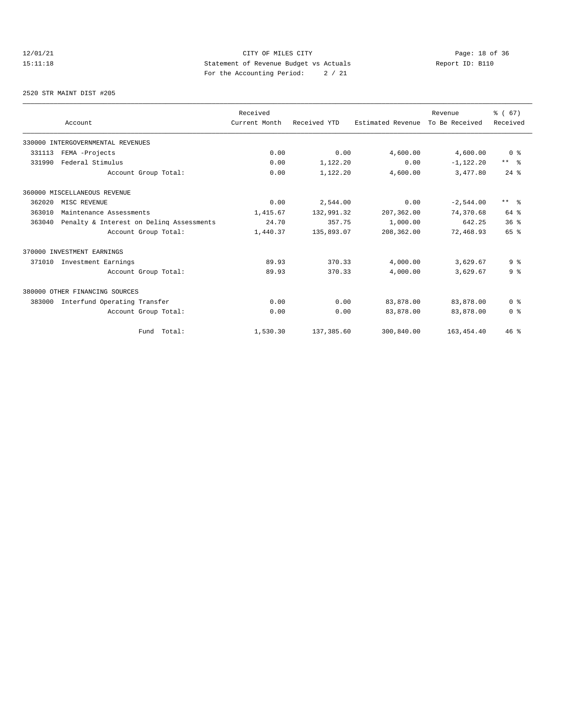CITY OF MILES CITY
Statement of Revenue Budget vs Actuals
For the Accounting Period: 2 / 21

12/01/21
15:11:18

Report ID: B110

2520 STR MAINT DIST #205

| Account | Received Current Month | Received YTD | Estimated Revenue | Revenue To Be Received | % ( 67) Received |
|---|---|---|---|---|---|
| 330000 INTERGOVERNMENTAL REVENUES | | | | | |
| 331113 FEMA -Projects | 0.00 | 0.00 | 4,600.00 | 4,600.00 | 0 % |
| 331990 Federal Stimulus | 0.00 | 1,122.20 | 0.00 | -1,122.20 | ** % |
| Account Group Total: | 0.00 | 1,122.20 | 4,600.00 | 3,477.80 | 24 % |
| 360000 MISCELLANEOUS REVENUE | | | | | |
| 362020 MISC REVENUE | 0.00 | 2,544.00 | 0.00 | -2,544.00 | ** % |
| 363010 Maintenance Assessments | 1,415.67 | 132,991.32 | 207,362.00 | 74,370.68 | 64 % |
| 363040 Penalty & Interest on Delinq Assessments | 24.70 | 357.75 | 1,000.00 | 642.25 | 36 % |
| Account Group Total: | 1,440.37 | 135,893.07 | 208,362.00 | 72,468.93 | 65 % |
| 370000 INVESTMENT EARNINGS | | | | | |
| 371010 Investment Earnings | 89.93 | 370.33 | 4,000.00 | 3,629.67 | 9 % |
| Account Group Total: | 89.93 | 370.33 | 4,000.00 | 3,629.67 | 9 % |
| 380000 OTHER FINANCING SOURCES | | | | | |
| 383000 Interfund Operating Transfer | 0.00 | 0.00 | 83,878.00 | 83,878.00 | 0 % |
| Account Group Total: | 0.00 | 0.00 | 83,878.00 | 83,878.00 | 0 % |
| Fund Total: | 1,530.30 | 137,385.60 | 300,840.00 | 163,454.40 | 46 % |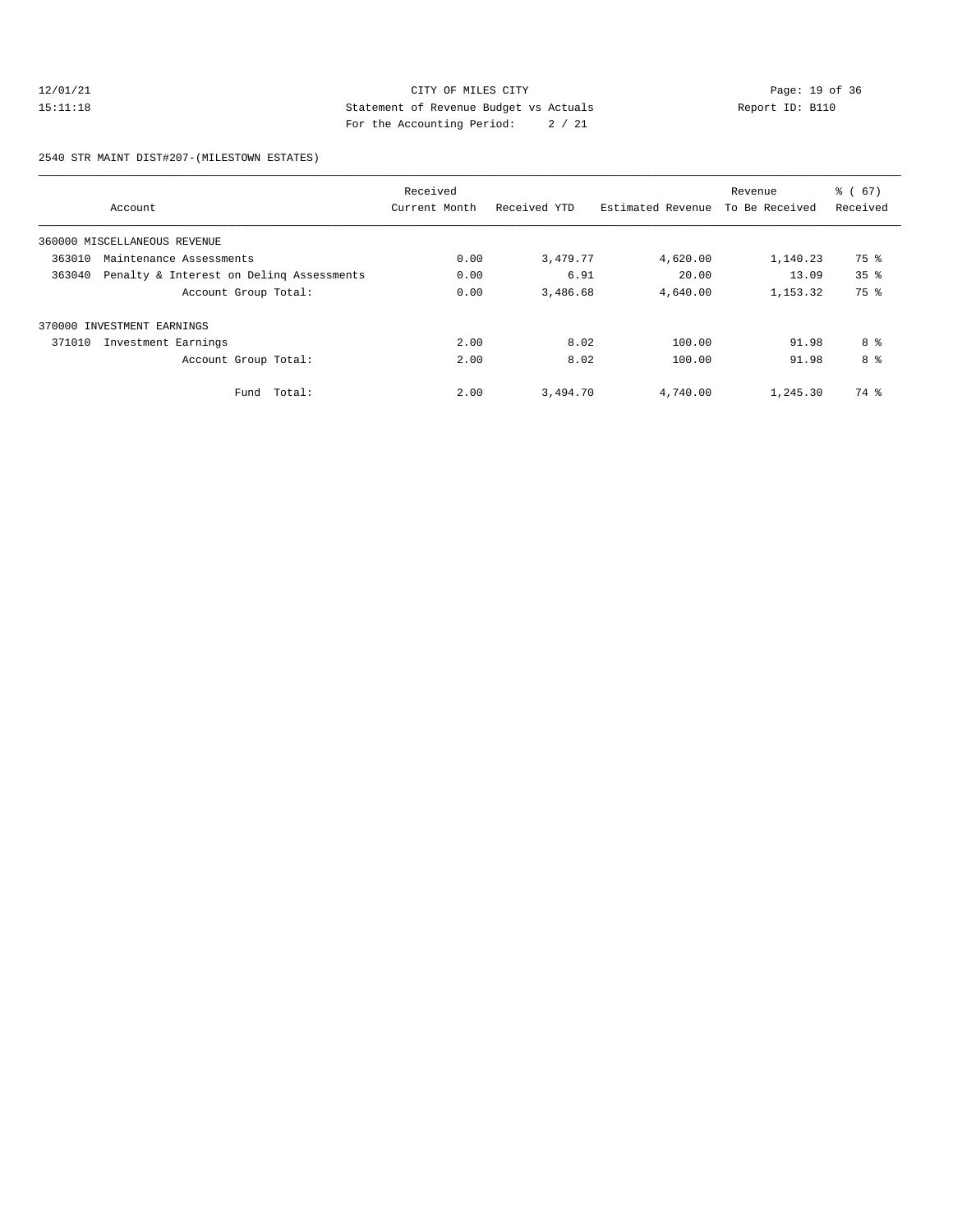CITY OF MILES CITY
Statement of Revenue Budget vs Actuals
For the Accounting Period: 2 / 21

12/01/21
15:11:18

Report ID: B110

2540 STR MAINT DIST#207-(MILESTOWN ESTATES)

| Account | Received Current Month | Received YTD | Estimated Revenue | Revenue To Be Received | % ( 67) Received |
|---|---|---|---|---|---|
| 360000 MISCELLANEOUS REVENUE | | | | | |
| 363010 Maintenance Assessments | 0.00 | 3,479.77 | 4,620.00 | 1,140.23 | 75 % |
| 363040 Penalty & Interest on Delinq Assessments | 0.00 | 6.91 | 20.00 | 13.09 | 35 % |
| Account Group Total: | 0.00 | 3,486.68 | 4,640.00 | 1,153.32 | 75 % |
| 370000 INVESTMENT EARNINGS | | | | | |
| 371010 Investment Earnings | 2.00 | 8.02 | 100.00 | 91.98 | 8 % |
| Account Group Total: | 2.00 | 8.02 | 100.00 | 91.98 | 8 % |
| Fund Total: | 2.00 | 3,494.70 | 4,740.00 | 1,245.30 | 74 % |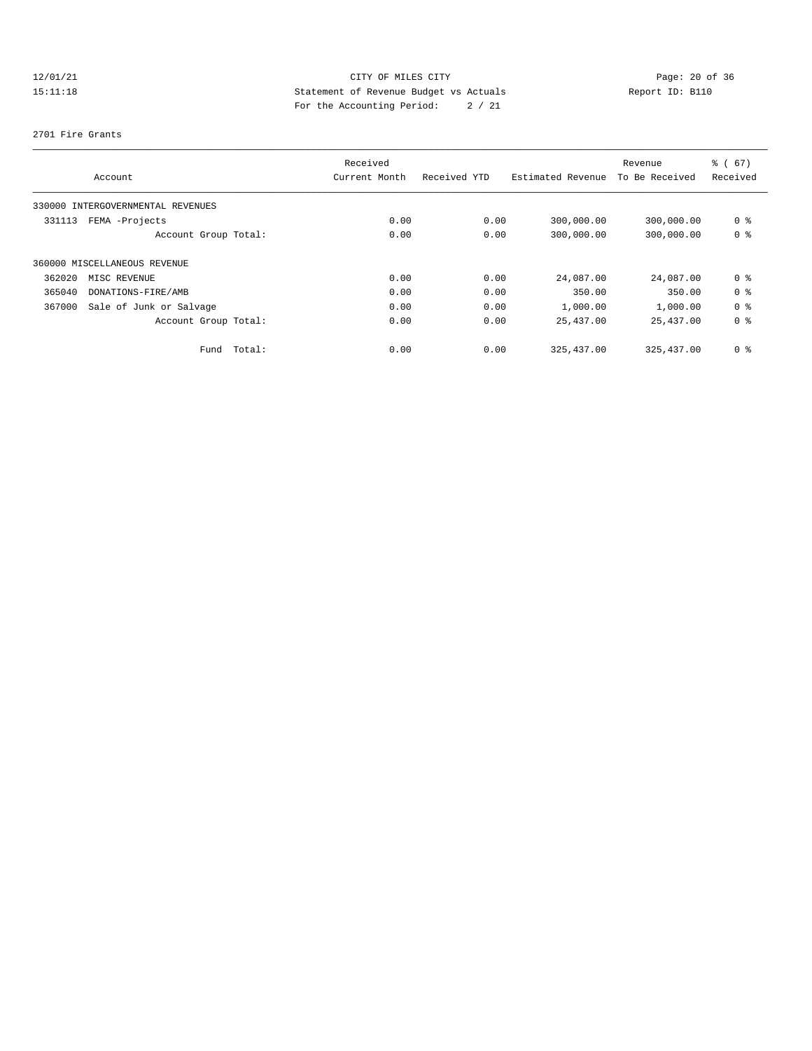12/01/21 CITY OF MILES CITY

15:11:18 Statement of Revenue Budget vs Actuals Report ID: B110

For the Accounting Period: 2 / 21

2701 Fire Grants

| Account | Received Current Month | Received YTD | Estimated Revenue | Revenue To Be Received | % ( 67) Received |
|---|---|---|---|---|---|
| 330000 INTERGOVERNMENTAL REVENUES | | | | | |
| 331113 FEMA -Projects | 0.00 | 0.00 | 300,000.00 | 300,000.00 | 0 % |
| Account Group Total: | 0.00 | 0.00 | 300,000.00 | 300,000.00 | 0 % |
| 360000 MISCELLANEOUS REVENUE | | | | | |
| 362020 MISC REVENUE | 0.00 | 0.00 | 24,087.00 | 24,087.00 | 0 % |
| 365040 DONATIONS-FIRE/AMB | 0.00 | 0.00 | 350.00 | 350.00 | 0 % |
| 367000 Sale of Junk or Salvage | 0.00 | 0.00 | 1,000.00 | 1,000.00 | 0 % |
| Account Group Total: | 0.00 | 0.00 | 25,437.00 | 25,437.00 | 0 % |
| Fund Total: | 0.00 | 0.00 | 325,437.00 | 325,437.00 | 0 % |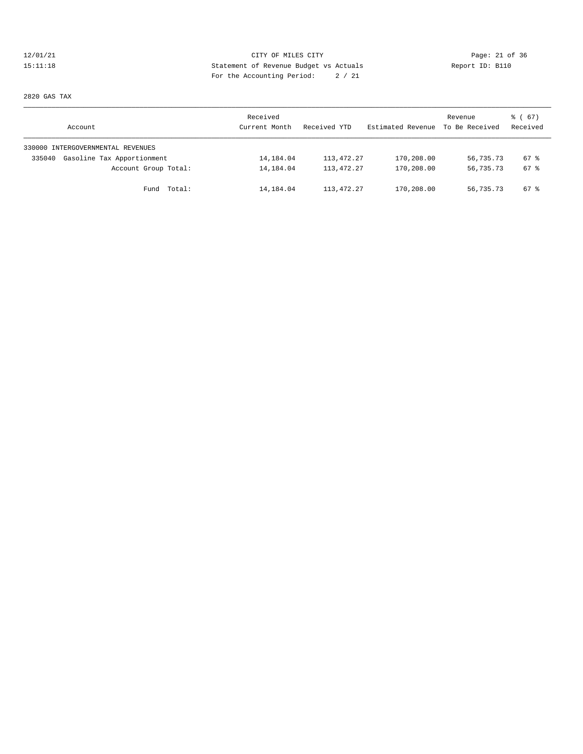CITY OF MILES CITY
Statement of Revenue Budget vs Actuals
For the Accounting Period: 2 / 21

12/01/21
15:11:18

Report ID: B110

2820 GAS TAX

| Account | Received Current Month | Received YTD | Estimated Revenue | Revenue To Be Received | % ( 67) Received |
|---|---|---|---|---|---|
| 330000 INTERGOVERNMENTAL REVENUES | | | | | |
| 335040 Gasoline Tax Apportionment | 14,184.04 | 113,472.27 | 170,208.00 | 56,735.73 | 67 % |
| Account Group Total: | 14,184.04 | 113,472.27 | 170,208.00 | 56,735.73 | 67 % |
| Fund Total: | 14,184.04 | 113,472.27 | 170,208.00 | 56,735.73 | 67 % |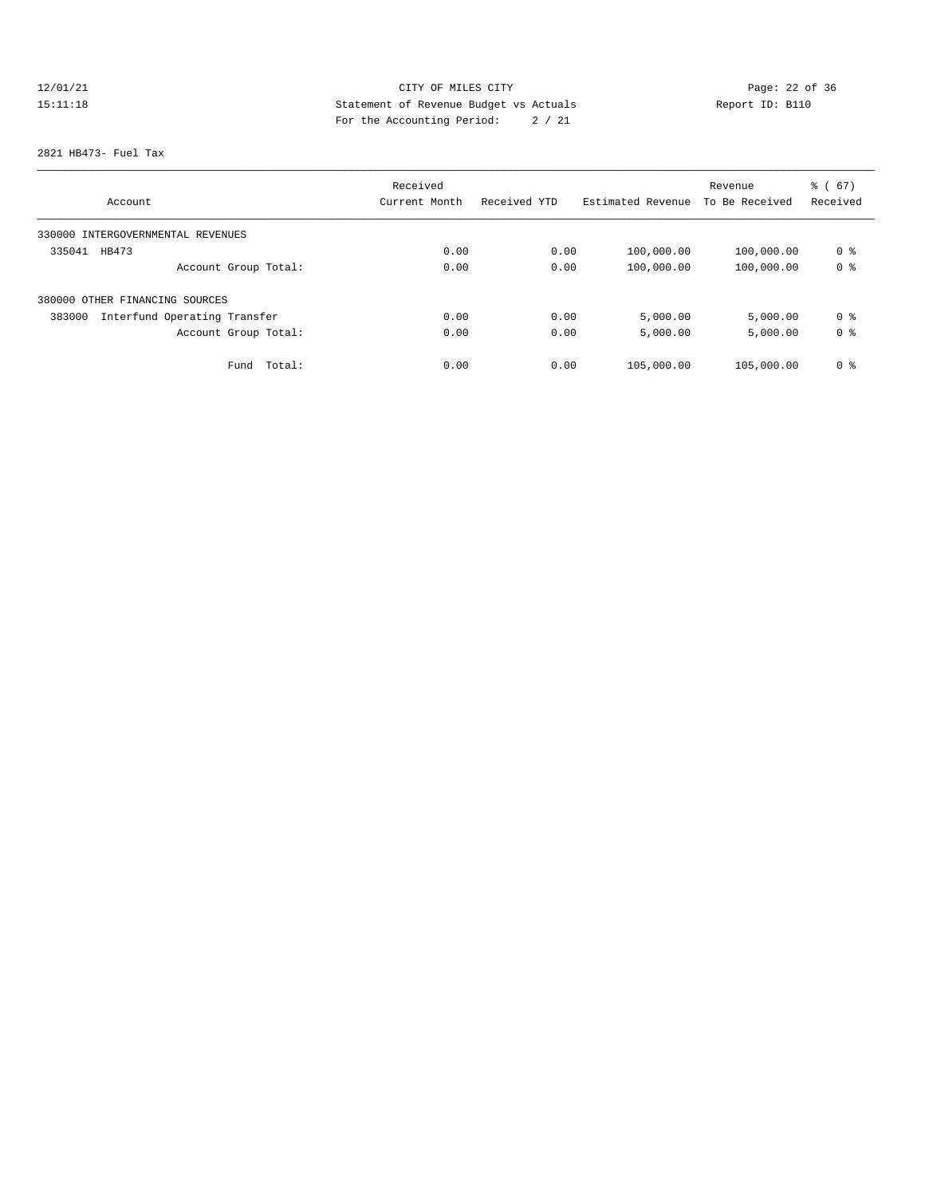CITY OF MILES CITY
Statement of Revenue Budget vs Actuals
For the Accounting Period: 2 / 21

12/01/21
15:11:18

Report ID: B110

2821 HB473- Fuel Tax

| Account | Received Current Month | Received YTD | Estimated Revenue | Revenue To Be Received | % ( 67) Received |
|---|---|---|---|---|---|
| 330000 INTERGOVERNMENTAL REVENUES | | | | | |
| 335041 HB473 | 0.00 | 0.00 | 100,000.00 | 100,000.00 | 0 % |
| Account Group Total: | 0.00 | 0.00 | 100,000.00 | 100,000.00 | 0 % |
| 380000 OTHER FINANCING SOURCES | | | | | |
| 383000 Interfund Operating Transfer | 0.00 | 0.00 | 5,000.00 | 5,000.00 | 0 % |
| Account Group Total: | 0.00 | 0.00 | 5,000.00 | 5,000.00 | 0 % |
| Fund Total: | 0.00 | 0.00 | 105,000.00 | 105,000.00 | 0 % |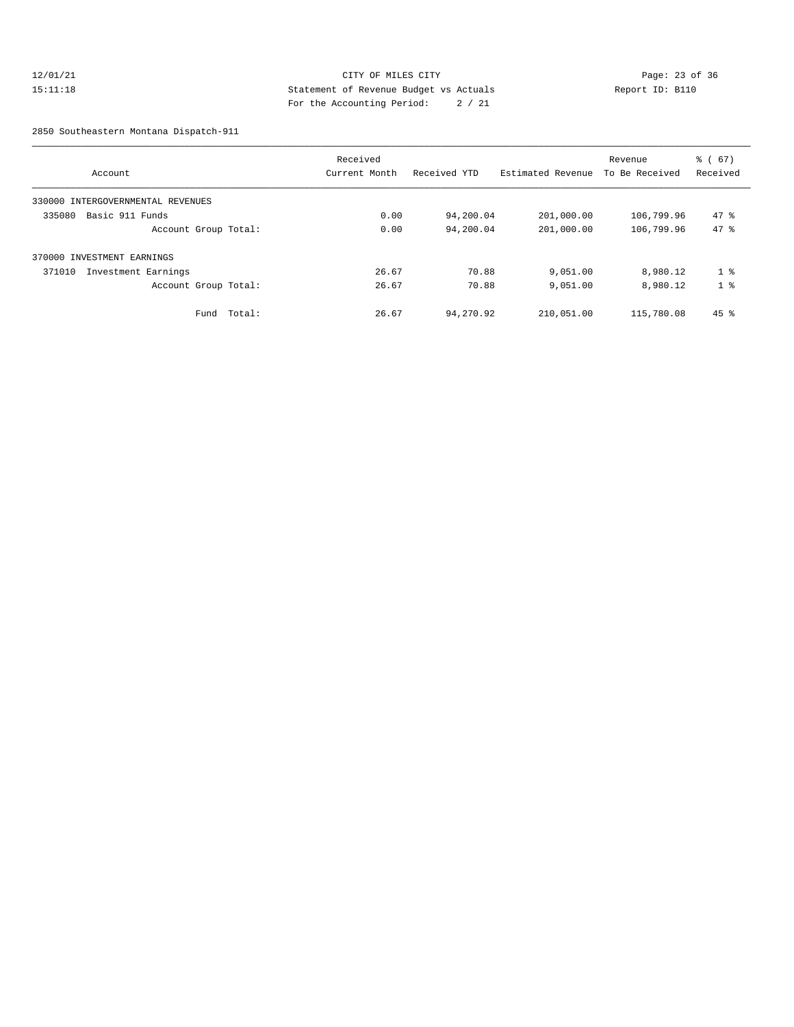12/01/21 CITY OF MILES CITY
15:11:18 Statement of Revenue Budget vs Actuals Report ID: B110
For the Accounting Period: 2 / 21

2850 Southeastern Montana Dispatch-911

| Account | Received Current Month | Received YTD | Estimated Revenue | Revenue To Be Received | % ( 67) Received |
|---|---|---|---|---|---|
| 330000 INTERGOVERNMENTAL REVENUES | | | | | |
| 335080 Basic 911 Funds | 0.00 | 94,200.04 | 201,000.00 | 106,799.96 | 47 % |
| Account Group Total: | 0.00 | 94,200.04 | 201,000.00 | 106,799.96 | 47 % |
| 370000 INVESTMENT EARNINGS | | | | | |
| 371010 Investment Earnings | 26.67 | 70.88 | 9,051.00 | 8,980.12 | 1 % |
| Account Group Total: | 26.67 | 70.88 | 9,051.00 | 8,980.12 | 1 % |
| Fund Total: | 26.67 | 94,270.92 | 210,051.00 | 115,780.08 | 45 % |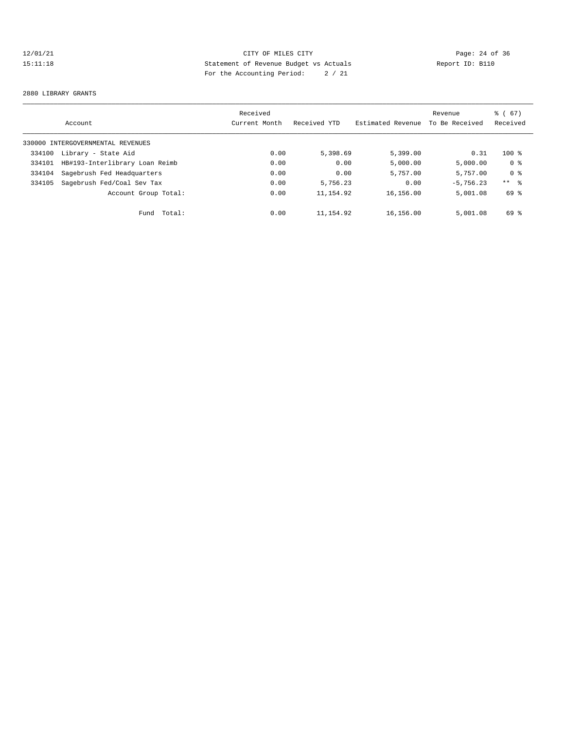12/01/21 CITY OF MILES CITY
15:11:18 Statement of Revenue Budget vs Actuals Report ID: B110
For the Accounting Period: 2 / 21

2880 LIBRARY GRANTS

| Account | | Received Current Month | Received YTD | Estimated Revenue | Revenue To Be Received | % ( 67) Received |
|---|---|---|---|---|---|---|
| 330000 INTERGOVERNMENTAL REVENUES | | | | | | |
| 334100 | Library - State Aid | 0.00 | 5,398.69 | 5,399.00 | 0.31 | 100 % |
| 334101 | HB#193-Interlibrary Loan Reimb | 0.00 | 0.00 | 5,000.00 | 5,000.00 | 0 % |
| 334104 | Sagebrush Fed Headquarters | 0.00 | 0.00 | 5,757.00 | 5,757.00 | 0 % |
| 334105 | Sagebrush Fed/Coal Sev Tax | 0.00 | 5,756.23 | 0.00 | -5,756.23 | ** % |
| | Account Group Total: | 0.00 | 11,154.92 | 16,156.00 | 5,001.08 | 69 % |
| | Fund Total: | 0.00 | 11,154.92 | 16,156.00 | 5,001.08 | 69 % |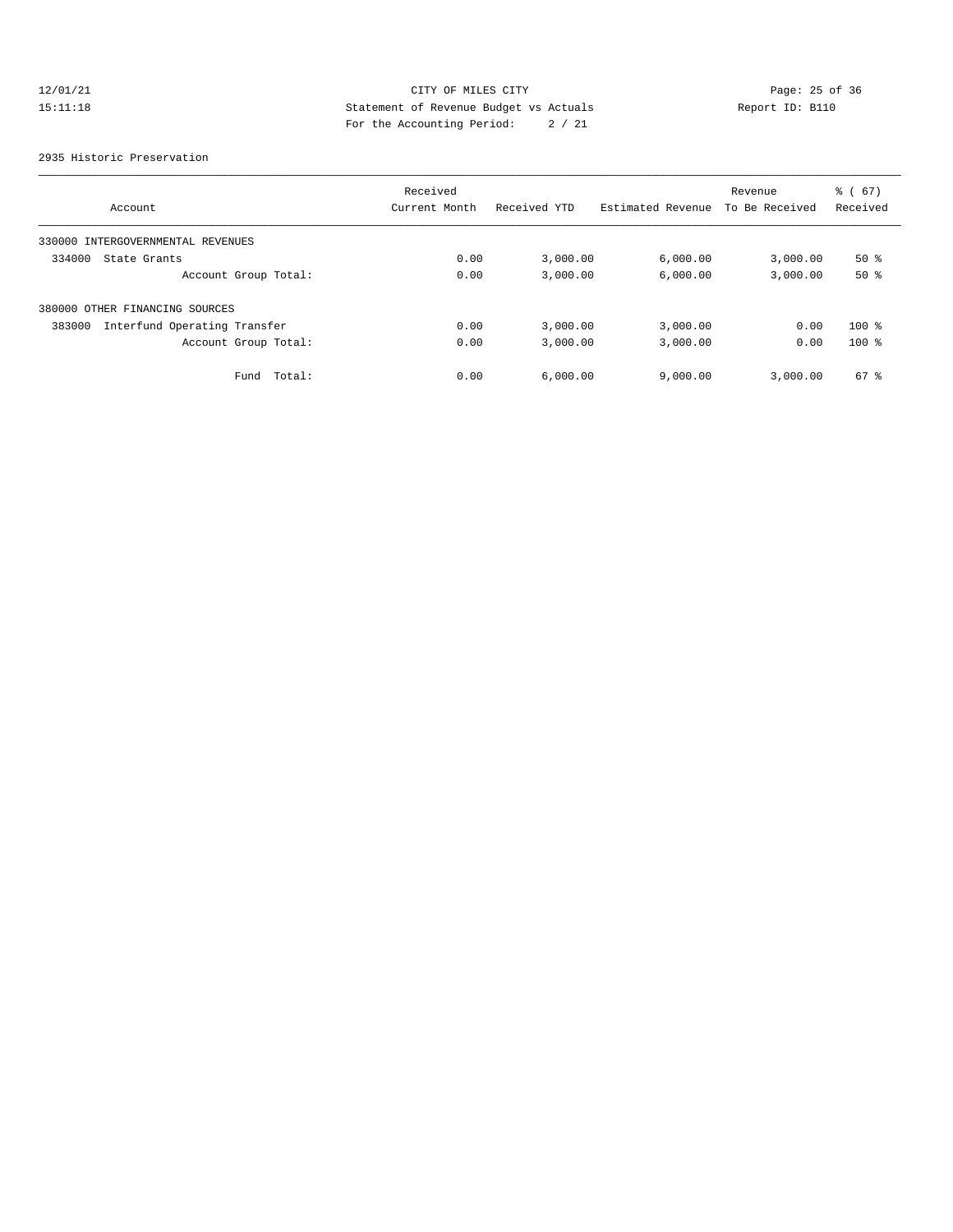CITY OF MILES CITY

Statement of Revenue Budget vs Actuals

For the Accounting Period: 2 / 21

12/01/21 15:11:18 Report ID: B110

2935 Historic Preservation

| Account | Received Current Month | Received YTD | Estimated Revenue | Revenue To Be Received | % ( 67) Received |
|---|---|---|---|---|---|
| 330000 INTERGOVERNMENTAL REVENUES | | | | | |
| 334000 State Grants | 0.00 | 3,000.00 | 6,000.00 | 3,000.00 | 50 % |
| Account Group Total: | 0.00 | 3,000.00 | 6,000.00 | 3,000.00 | 50 % |
| 380000 OTHER FINANCING SOURCES | | | | | |
| 383000 Interfund Operating Transfer | 0.00 | 3,000.00 | 3,000.00 | 0.00 | 100 % |
| Account Group Total: | 0.00 | 3,000.00 | 3,000.00 | 0.00 | 100 % |
| Fund Total: | 0.00 | 6,000.00 | 9,000.00 | 3,000.00 | 67 % |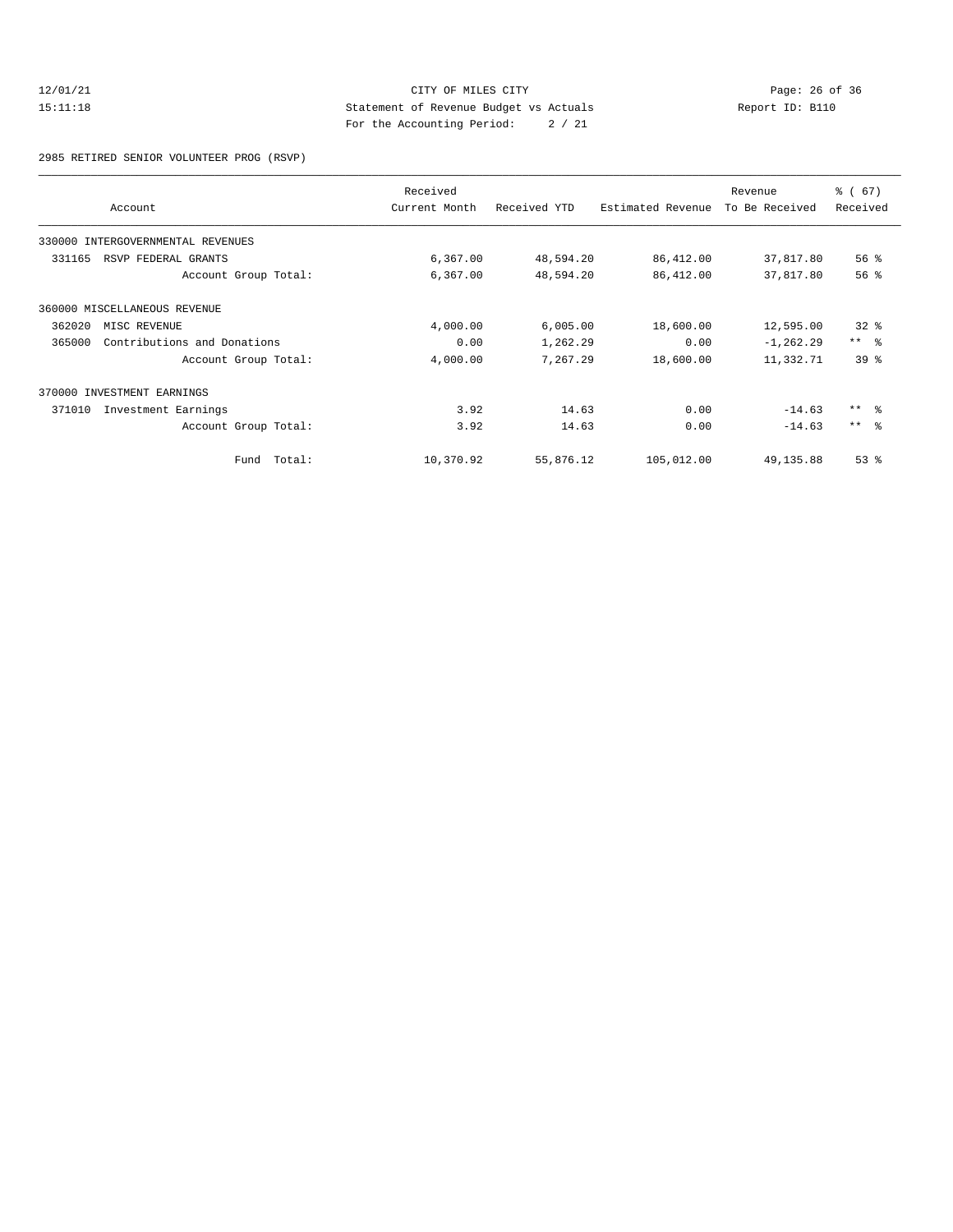CITY OF MILES CITY
Statement of Revenue Budget vs Actuals
For the Accounting Period: 2 / 21

12/01/21
15:11:18

Report ID: B110

2985 RETIRED SENIOR VOLUNTEER PROG (RSVP)

| Account | Received Current Month | Received YTD | Estimated Revenue | Revenue To Be Received | % ( 67) Received |
|---|---|---|---|---|---|
| 330000 INTERGOVERNMENTAL REVENUES | | | | | |
| 331165 RSVP FEDERAL GRANTS | 6,367.00 | 48,594.20 | 86,412.00 | 37,817.80 | 56 % |
| Account Group Total: | 6,367.00 | 48,594.20 | 86,412.00 | 37,817.80 | 56 % |
| 360000 MISCELLANEOUS REVENUE | | | | | |
| 362020 MISC REVENUE | 4,000.00 | 6,005.00 | 18,600.00 | 12,595.00 | 32 % |
| 365000 Contributions and Donations | 0.00 | 1,262.29 | 0.00 | -1,262.29 | ** % |
| Account Group Total: | 4,000.00 | 7,267.29 | 18,600.00 | 11,332.71 | 39 % |
| 370000 INVESTMENT EARNINGS | | | | | |
| 371010 Investment Earnings | 3.92 | 14.63 | 0.00 | -14.63 | ** % |
| Account Group Total: | 3.92 | 14.63 | 0.00 | -14.63 | ** % |
| Fund Total: | 10,370.92 | 55,876.12 | 105,012.00 | 49,135.88 | 53 % |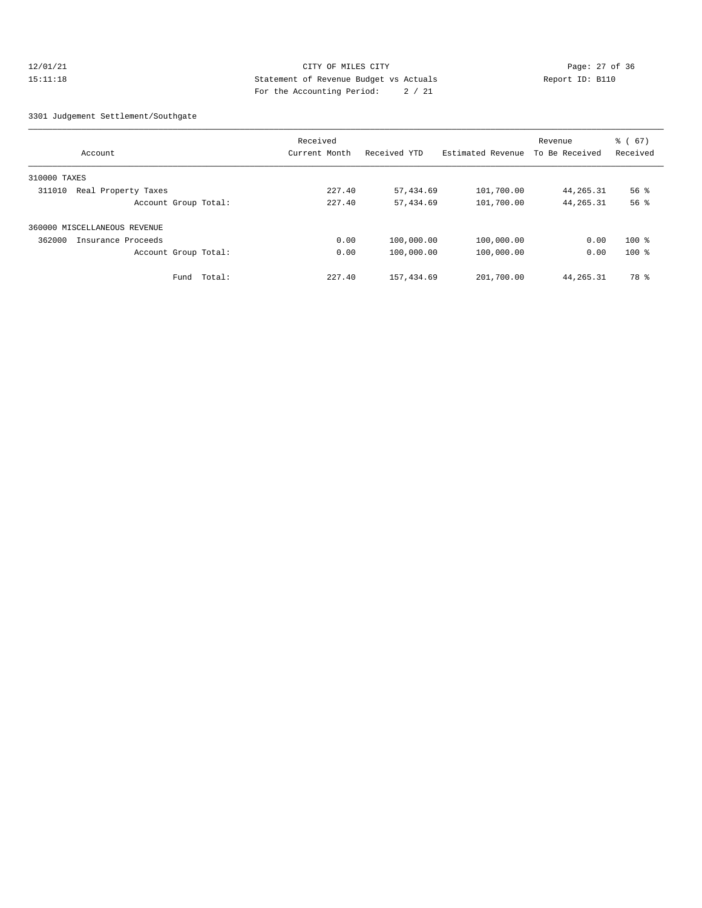12/01/21 CITY OF MILES CITY
15:11:18 Statement of Revenue Budget vs Actuals Report ID: B110
For the Accounting Period: 2 / 21

3301 Judgement Settlement/Southgate

| Account | Received Current Month | Received YTD | Estimated Revenue | Revenue To Be Received | % ( 67) Received |
|---|---|---|---|---|---|
| 310000 TAXES | | | | | |
| 311010 Real Property Taxes | 227.40 | 57,434.69 | 101,700.00 | 44,265.31 | 56 % |
| Account Group Total: | 227.40 | 57,434.69 | 101,700.00 | 44,265.31 | 56 % |
| 360000 MISCELLANEOUS REVENUE | | | | | |
| 362000 Insurance Proceeds | 0.00 | 100,000.00 | 100,000.00 | 0.00 | 100 % |
| Account Group Total: | 0.00 | 100,000.00 | 100,000.00 | 0.00 | 100 % |
| Fund Total: | 227.40 | 157,434.69 | 201,700.00 | 44,265.31 | 78 % |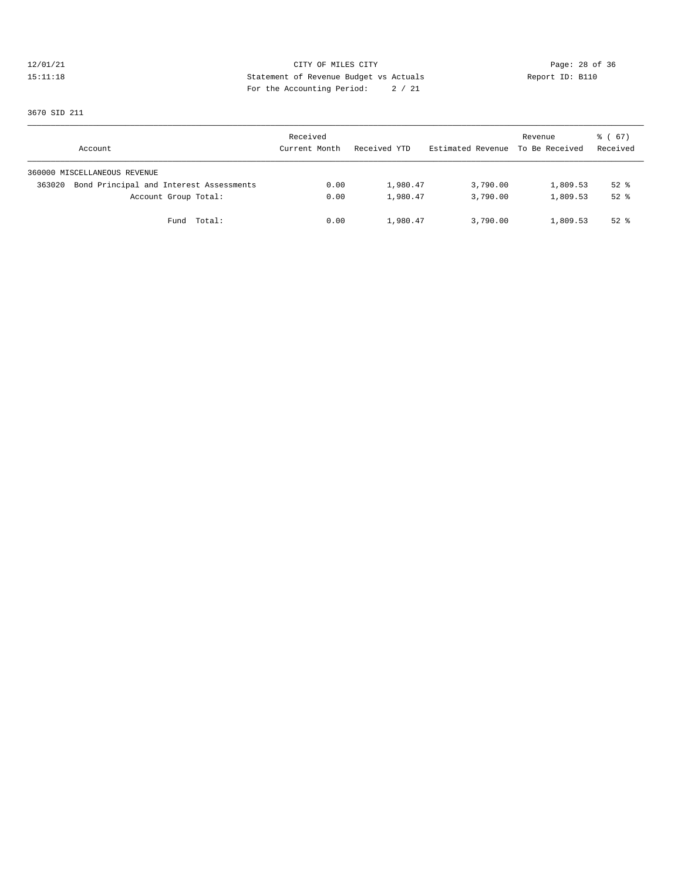CITY OF MILES CITY
Statement of Revenue Budget vs Actuals
For the Accounting Period: 2 / 21

12/01/21
15:11:18

Report ID: B110

3670 SID 211

| Account | Received Current Month | Received YTD | Estimated Revenue | Revenue To Be Received | % ( 67) Received |
|---|---|---|---|---|---|
| 360000 MISCELLANEOUS REVENUE | | | | | |
| 363020 Bond Principal and Interest Assessments | 0.00 | 1,980.47 | 3,790.00 | 1,809.53 | 52 % |
| Account Group Total: | 0.00 | 1,980.47 | 3,790.00 | 1,809.53 | 52 % |
| Fund Total: | 0.00 | 1,980.47 | 3,790.00 | 1,809.53 | 52 % |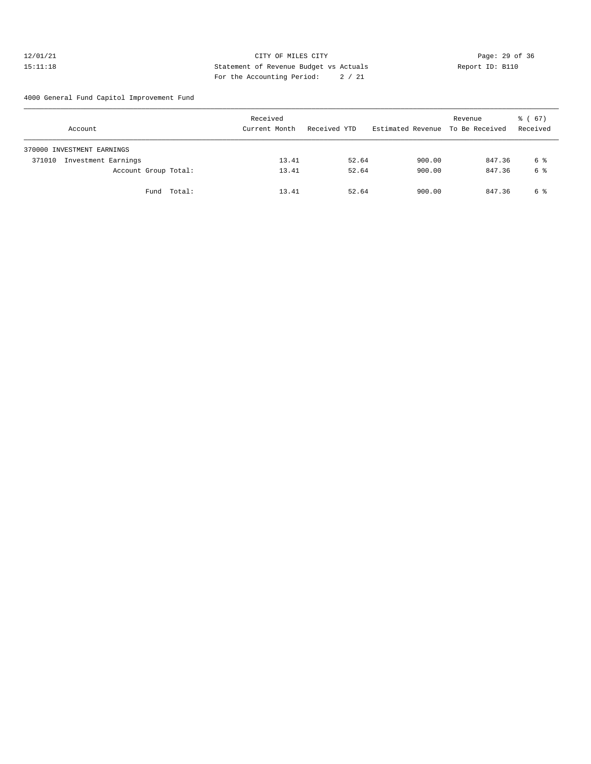CITY OF MILES CITY

Statement of Revenue Budget vs Actuals

For the Accounting Period: 2 / 21

12/01/21 15:11:18 Report ID: B110

4000 General Fund Capitol Improvement Fund

| Account | Received Current Month | Received YTD | Estimated Revenue | Revenue To Be Received | % ( 67) Received |
|---|---|---|---|---|---|
| 370000 INVESTMENT EARNINGS | | | | | |
| 371010 Investment Earnings | 13.41 | 52.64 | 900.00 | 847.36 | 6 % |
| Account Group Total: | 13.41 | 52.64 | 900.00 | 847.36 | 6 % |
| Fund Total: | 13.41 | 52.64 | 900.00 | 847.36 | 6 % |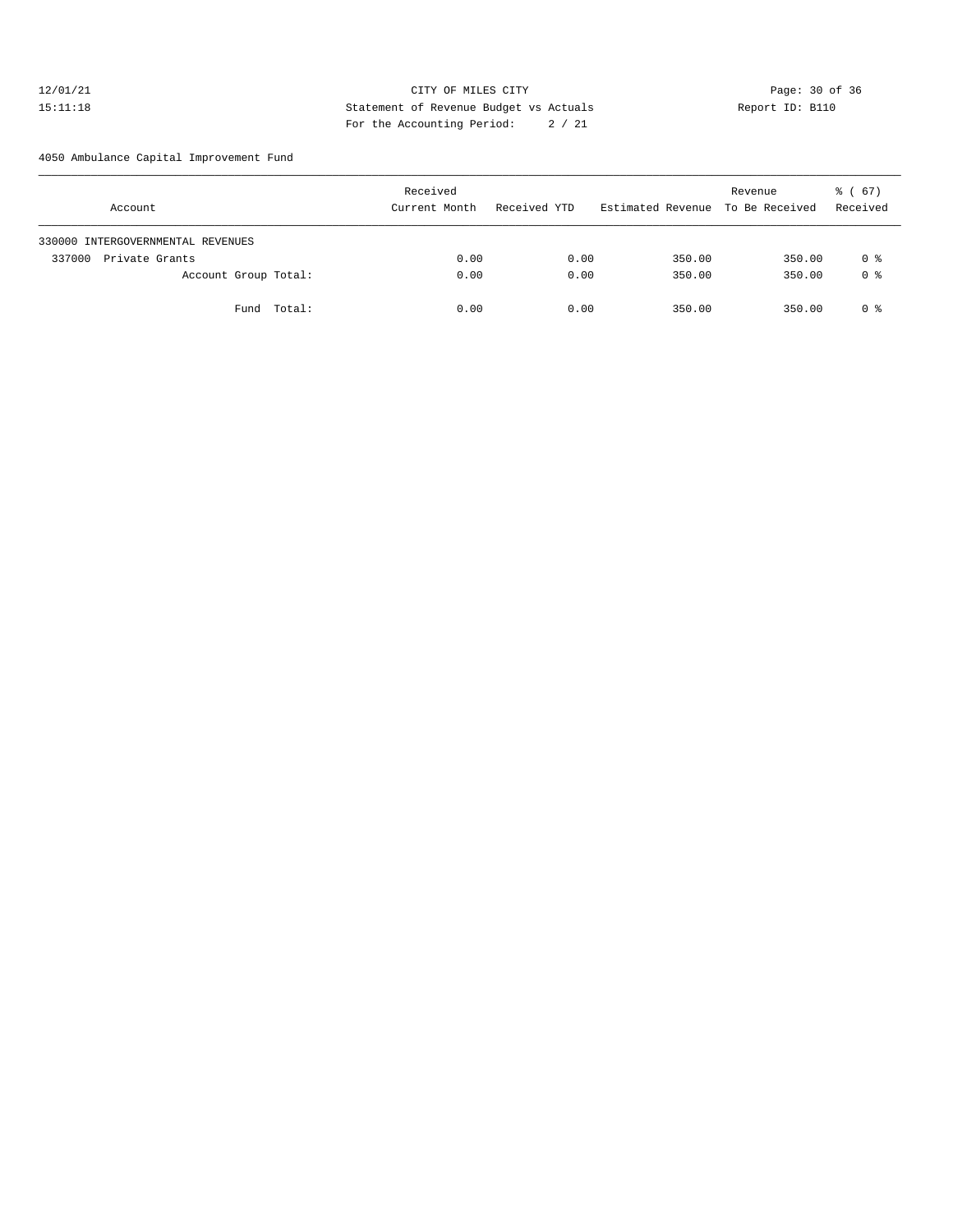CITY OF MILES CITY
Statement of Revenue Budget vs Actuals
For the Accounting Period: 2 / 21

12/01/21
15:11:18

Report ID: B110

4050 Ambulance Capital Improvement Fund

| Account | Received Current Month | Received YTD | Estimated Revenue | Revenue To Be Received | % ( 67) Received |
|---|---|---|---|---|---|
| 330000 INTERGOVERNMENTAL REVENUES | | | | | |
| 337000 Private Grants | 0.00 | 0.00 | 350.00 | 350.00 | 0 % |
| Account Group Total: | 0.00 | 0.00 | 350.00 | 350.00 | 0 % |
| Fund Total: | 0.00 | 0.00 | 350.00 | 350.00 | 0 % |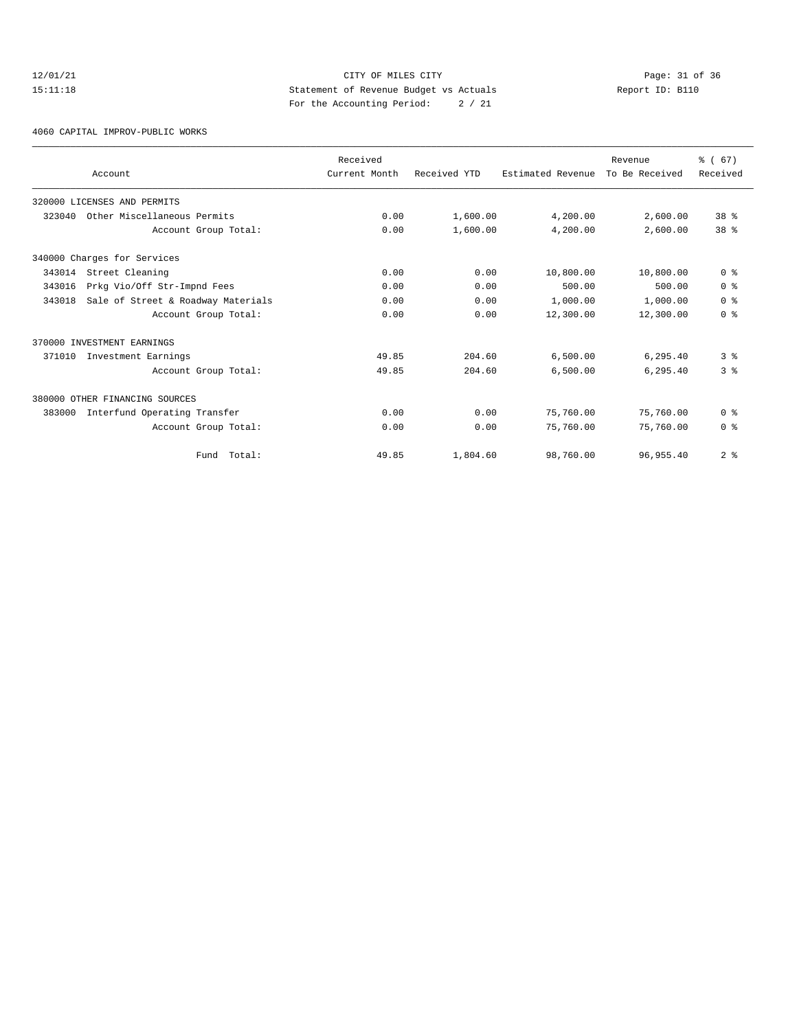CITY OF MILES CITY

Statement of Revenue Budget vs Actuals

For the Accounting Period: 2 / 21

12/01/21
15:11:18

Report ID: B110

4060 CAPITAL IMPROV-PUBLIC WORKS

| Account | Received Current Month | Received YTD | Estimated Revenue | Revenue To Be Received | % ( 67) Received |
|---|---|---|---|---|---|
| 320000 LICENSES AND PERMITS | | | | | |
| 323040 Other Miscellaneous Permits | 0.00 | 1,600.00 | 4,200.00 | 2,600.00 | 38 % |
| Account Group Total: | 0.00 | 1,600.00 | 4,200.00 | 2,600.00 | 38 % |
| 340000 Charges for Services | | | | | |
| 343014 Street Cleaning | 0.00 | 0.00 | 10,800.00 | 10,800.00 | 0 % |
| 343016 Prkg Vio/Off Str-Impnd Fees | 0.00 | 0.00 | 500.00 | 500.00 | 0 % |
| 343018 Sale of Street & Roadway Materials | 0.00 | 0.00 | 1,000.00 | 1,000.00 | 0 % |
| Account Group Total: | 0.00 | 0.00 | 12,300.00 | 12,300.00 | 0 % |
| 370000 INVESTMENT EARNINGS | | | | | |
| 371010 Investment Earnings | 49.85 | 204.60 | 6,500.00 | 6,295.40 | 3 % |
| Account Group Total: | 49.85 | 204.60 | 6,500.00 | 6,295.40 | 3 % |
| 380000 OTHER FINANCING SOURCES | | | | | |
| 383000 Interfund Operating Transfer | 0.00 | 0.00 | 75,760.00 | 75,760.00 | 0 % |
| Account Group Total: | 0.00 | 0.00 | 75,760.00 | 75,760.00 | 0 % |
| Fund Total: | 49.85 | 1,804.60 | 98,760.00 | 96,955.40 | 2 % |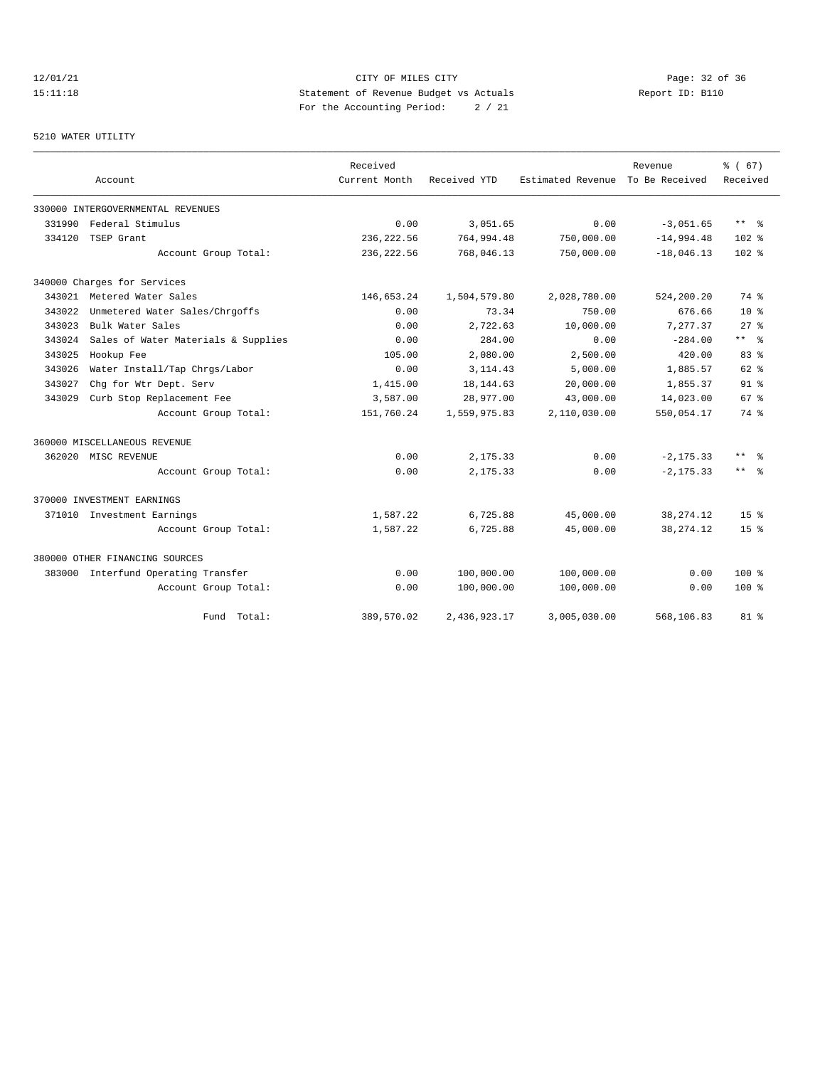CITY OF MILES CITY
Statement of Revenue Budget vs Actuals
For the Accounting Period: 2 / 21

5210 WATER UTILITY

| Account | Received Current Month | Received YTD | Estimated Revenue | Revenue To Be Received | % ( 67) Received |
|---|---|---|---|---|---|
| 330000 INTERGOVERNMENTAL REVENUES | | | | | |
| 331990 Federal Stimulus | 0.00 | 3,051.65 | 0.00 | -3,051.65 | ** % |
| 334120 TSEP Grant | 236,222.56 | 764,994.48 | 750,000.00 | -14,994.48 | 102 % |
| Account Group Total: | 236,222.56 | 768,046.13 | 750,000.00 | -18,046.13 | 102 % |
| 340000 Charges for Services | | | | | |
| 343021 Metered Water Sales | 146,653.24 | 1,504,579.80 | 2,028,780.00 | 524,200.20 | 74 % |
| 343022 Unmetered Water Sales/Chrgoffs | 0.00 | 73.34 | 750.00 | 676.66 | 10 % |
| 343023 Bulk Water Sales | 0.00 | 2,722.63 | 10,000.00 | 7,277.37 | 27 % |
| 343024 Sales of Water Materials & Supplies | 0.00 | 284.00 | 0.00 | -284.00 | ** % |
| 343025 Hookup Fee | 105.00 | 2,080.00 | 2,500.00 | 420.00 | 83 % |
| 343026 Water Install/Tap Chrgs/Labor | 0.00 | 3,114.43 | 5,000.00 | 1,885.57 | 62 % |
| 343027 Chg for Wtr Dept. Serv | 1,415.00 | 18,144.63 | 20,000.00 | 1,855.37 | 91 % |
| 343029 Curb Stop Replacement Fee | 3,587.00 | 28,977.00 | 43,000.00 | 14,023.00 | 67 % |
| Account Group Total: | 151,760.24 | 1,559,975.83 | 2,110,030.00 | 550,054.17 | 74 % |
| 360000 MISCELLANEOUS REVENUE | | | | | |
| 362020 MISC REVENUE | 0.00 | 2,175.33 | 0.00 | -2,175.33 | ** % |
| Account Group Total: | 0.00 | 2,175.33 | 0.00 | -2,175.33 | ** % |
| 370000 INVESTMENT EARNINGS | | | | | |
| 371010 Investment Earnings | 1,587.22 | 6,725.88 | 45,000.00 | 38,274.12 | 15 % |
| Account Group Total: | 1,587.22 | 6,725.88 | 45,000.00 | 38,274.12 | 15 % |
| 380000 OTHER FINANCING SOURCES | | | | | |
| 383000 Interfund Operating Transfer | 0.00 | 100,000.00 | 100,000.00 | 0.00 | 100 % |
| Account Group Total: | 0.00 | 100,000.00 | 100,000.00 | 0.00 | 100 % |
| Fund Total: | 389,570.02 | 2,436,923.17 | 3,005,030.00 | 568,106.83 | 81 % |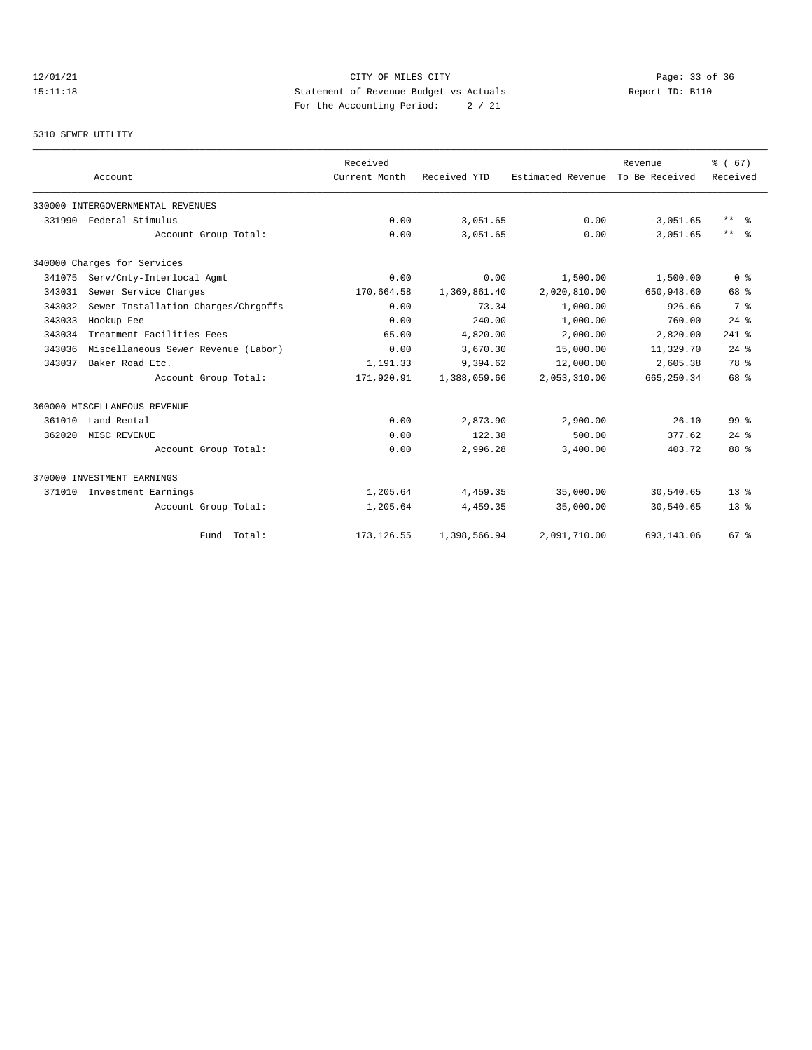CITY OF MILES CITY
Statement of Revenue Budget vs Actuals
For the Accounting Period: 2 / 21

12/01/21
15:11:18

Report ID: B110

5310 SEWER UTILITY

| Account | Received Current Month | Received YTD | Estimated Revenue | Revenue To Be Received | % ( 67) Received |
|---|---|---|---|---|---|
| 330000 INTERGOVERNMENTAL REVENUES | | | | | |
| 331990 Federal Stimulus | 0.00 | 3,051.65 | 0.00 | -3,051.65 | ** % |
| Account Group Total: | 0.00 | 3,051.65 | 0.00 | -3,051.65 | ** % |
| 340000 Charges for Services | | | | | |
| 341075 Serv/Cnty-Interlocal Agmt | 0.00 | 0.00 | 1,500.00 | 1,500.00 | 0 % |
| 343031 Sewer Service Charges | 170,664.58 | 1,369,861.40 | 2,020,810.00 | 650,948.60 | 68 % |
| 343032 Sewer Installation Charges/Chrgoffs | 0.00 | 73.34 | 1,000.00 | 926.66 | 7 % |
| 343033 Hookup Fee | 0.00 | 240.00 | 1,000.00 | 760.00 | 24 % |
| 343034 Treatment Facilities Fees | 65.00 | 4,820.00 | 2,000.00 | -2,820.00 | 241 % |
| 343036 Miscellaneous Sewer Revenue (Labor) | 0.00 | 3,670.30 | 15,000.00 | 11,329.70 | 24 % |
| 343037 Baker Road Etc. | 1,191.33 | 9,394.62 | 12,000.00 | 2,605.38 | 78 % |
| Account Group Total: | 171,920.91 | 1,388,059.66 | 2,053,310.00 | 665,250.34 | 68 % |
| 360000 MISCELLANEOUS REVENUE | | | | | |
| 361010 Land Rental | 0.00 | 2,873.90 | 2,900.00 | 26.10 | 99 % |
| 362020 MISC REVENUE | 0.00 | 122.38 | 500.00 | 377.62 | 24 % |
| Account Group Total: | 0.00 | 2,996.28 | 3,400.00 | 403.72 | 88 % |
| 370000 INVESTMENT EARNINGS | | | | | |
| 371010 Investment Earnings | 1,205.64 | 4,459.35 | 35,000.00 | 30,540.65 | 13 % |
| Account Group Total: | 1,205.64 | 4,459.35 | 35,000.00 | 30,540.65 | 13 % |
| Fund Total: | 173,126.55 | 1,398,566.94 | 2,091,710.00 | 693,143.06 | 67 % |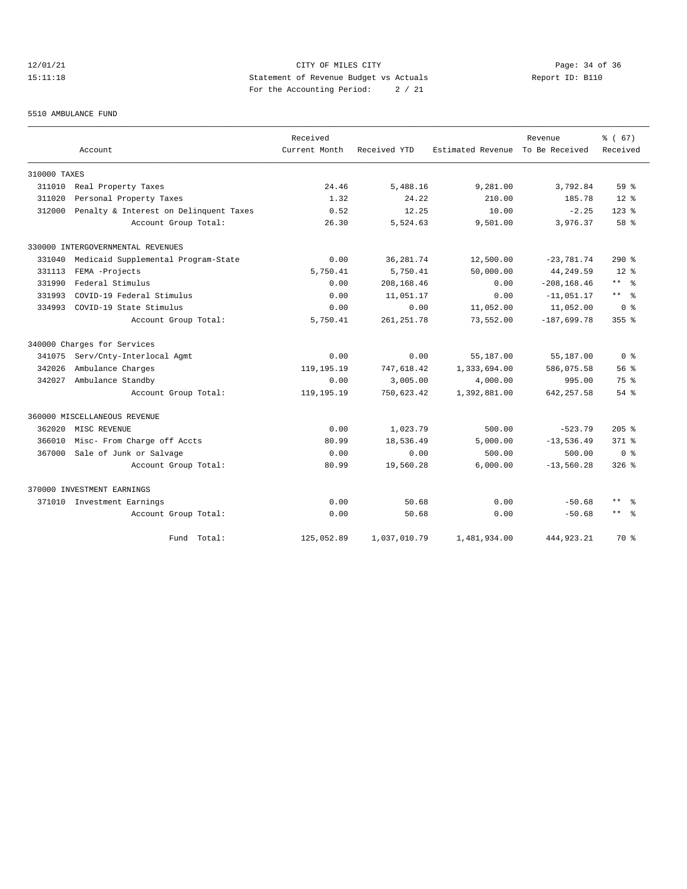CITY OF MILES CITY
Statement of Revenue Budget vs Actuals
For the Accounting Period: 2 / 21

12/01/21
15:11:18

Report ID: B110

5510 AMBULANCE FUND

| Account | Received Current Month | Received YTD | Estimated Revenue | Revenue To Be Received | % ( 67) Received |
|---|---|---|---|---|---|
| **310000 TAXES** | | | | | |
| 311010 Real Property Taxes | 24.46 | 5,488.16 | 9,281.00 | 3,792.84 | 59 % |
| 311020 Personal Property Taxes | 1.32 | 24.22 | 210.00 | 185.78 | 12 % |
| 312000 Penalty & Interest on Delinquent Taxes | 0.52 | 12.25 | 10.00 | -2.25 | 123 % |
| Account Group Total: | 26.30 | 5,524.63 | 9,501.00 | 3,976.37 | 58 % |
| **330000 INTERGOVERNMENTAL REVENUES** | | | | | |
| 331040 Medicaid Supplemental Program-State | 0.00 | 36,281.74 | 12,500.00 | -23,781.74 | 290 % |
| 331113 FEMA -Projects | 5,750.41 | 5,750.41 | 50,000.00 | 44,249.59 | 12 % |
| 331990 Federal Stimulus | 0.00 | 208,168.46 | 0.00 | -208,168.46 | ** % |
| 331993 COVID-19 Federal Stimulus | 0.00 | 11,051.17 | 0.00 | -11,051.17 | ** % |
| 334993 COVID-19 State Stimulus | 0.00 | 0.00 | 11,052.00 | 11,052.00 | 0 % |
| Account Group Total: | 5,750.41 | 261,251.78 | 73,552.00 | -187,699.78 | 355 % |
| **340000 Charges for Services** | | | | | |
| 341075 Serv/Cnty-Interlocal Agmt | 0.00 | 0.00 | 55,187.00 | 55,187.00 | 0 % |
| 342026 Ambulance Charges | 119,195.19 | 747,618.42 | 1,333,694.00 | 586,075.58 | 56 % |
| 342027 Ambulance Standby | 0.00 | 3,005.00 | 4,000.00 | 995.00 | 75 % |
| Account Group Total: | 119,195.19 | 750,623.42 | 1,392,881.00 | 642,257.58 | 54 % |
| **360000 MISCELLANEOUS REVENUE** | | | | | |
| 362020 MISC REVENUE | 0.00 | 1,023.79 | 500.00 | -523.79 | 205 % |
| 366010 Misc- From Charge off Accts | 80.99 | 18,536.49 | 5,000.00 | -13,536.49 | 371 % |
| 367000 Sale of Junk or Salvage | 0.00 | 0.00 | 500.00 | 500.00 | 0 % |
| Account Group Total: | 80.99 | 19,560.28 | 6,000.00 | -13,560.28 | 326 % |
| **370000 INVESTMENT EARNINGS** | | | | | |
| 371010 Investment Earnings | 0.00 | 50.68 | 0.00 | -50.68 | ** % |
| Account Group Total: | 0.00 | 50.68 | 0.00 | -50.68 | ** % |
| Fund Total: | 125,052.89 | 1,037,010.79 | 1,481,934.00 | 444,923.21 | 70 % |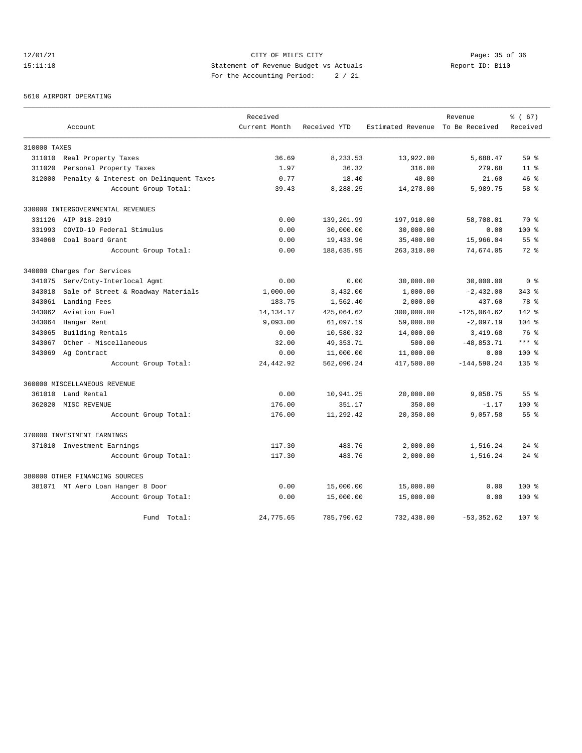12/01/21 CITY OF MILES CITY
15:11:18 Statement of Revenue Budget vs Actuals Report ID: B110
For the Accounting Period: 2 / 21

5610 AIRPORT OPERATING

| Account | | Received Current Month | Received YTD | Estimated Revenue | Revenue To Be Received | % ( 67) Received |
|---|---|---|---|---|---|---|
| 310000 TAXES | | | | | | |
| 311010 | Real Property Taxes | 36.69 | 8,233.53 | 13,922.00 | 5,688.47 | 59 % |
| 311020 | Personal Property Taxes | 1.97 | 36.32 | 316.00 | 279.68 | 11 % |
| 312000 | Penalty & Interest on Delinquent Taxes | 0.77 | 18.40 | 40.00 | 21.60 | 46 % |
| | Account Group Total: | 39.43 | 8,288.25 | 14,278.00 | 5,989.75 | 58 % |
| 330000 INTERGOVERNMENTAL REVENUES | | | | | | |
| 331126 | AIP 018-2019 | 0.00 | 139,201.99 | 197,910.00 | 58,708.01 | 70 % |
| 331993 | COVID-19 Federal Stimulus | 0.00 | 30,000.00 | 30,000.00 | 0.00 | 100 % |
| 334060 | Coal Board Grant | 0.00 | 19,433.96 | 35,400.00 | 15,966.04 | 55 % |
| | Account Group Total: | 0.00 | 188,635.95 | 263,310.00 | 74,674.05 | 72 % |
| 340000 Charges for Services | | | | | | |
| 341075 | Serv/Cnty-Interlocal Agmt | 0.00 | 0.00 | 30,000.00 | 30,000.00 | 0 % |
| 343018 | Sale of Street & Roadway Materials | 1,000.00 | 3,432.00 | 1,000.00 | -2,432.00 | 343 % |
| 343061 | Landing Fees | 183.75 | 1,562.40 | 2,000.00 | 437.60 | 78 % |
| 343062 | Aviation Fuel | 14,134.17 | 425,064.62 | 300,000.00 | -125,064.62 | 142 % |
| 343064 | Hangar Rent | 9,093.00 | 61,097.19 | 59,000.00 | -2,097.19 | 104 % |
| 343065 | Building Rentals | 0.00 | 10,580.32 | 14,000.00 | 3,419.68 | 76 % |
| 343067 | Other - Miscellaneous | 32.00 | 49,353.71 | 500.00 | -48,853.71 | *** % |
| 343069 | Ag Contract | 0.00 | 11,000.00 | 11,000.00 | 0.00 | 100 % |
| | Account Group Total: | 24,442.92 | 562,090.24 | 417,500.00 | -144,590.24 | 135 % |
| 360000 MISCELLANEOUS REVENUE | | | | | | |
| 361010 | Land Rental | 0.00 | 10,941.25 | 20,000.00 | 9,058.75 | 55 % |
| 362020 | MISC REVENUE | 176.00 | 351.17 | 350.00 | -1.17 | 100 % |
| | Account Group Total: | 176.00 | 11,292.42 | 20,350.00 | 9,057.58 | 55 % |
| 370000 INVESTMENT EARNINGS | | | | | | |
| 371010 | Investment Earnings | 117.30 | 483.76 | 2,000.00 | 1,516.24 | 24 % |
| | Account Group Total: | 117.30 | 483.76 | 2,000.00 | 1,516.24 | 24 % |
| 380000 OTHER FINANCING SOURCES | | | | | | |
| 381071 | MT Aero Loan Hanger 8 Door | 0.00 | 15,000.00 | 15,000.00 | 0.00 | 100 % |
| | Account Group Total: | 0.00 | 15,000.00 | 15,000.00 | 0.00 | 100 % |
| | Fund Total: | 24,775.65 | 785,790.62 | 732,438.00 | -53,352.62 | 107 % |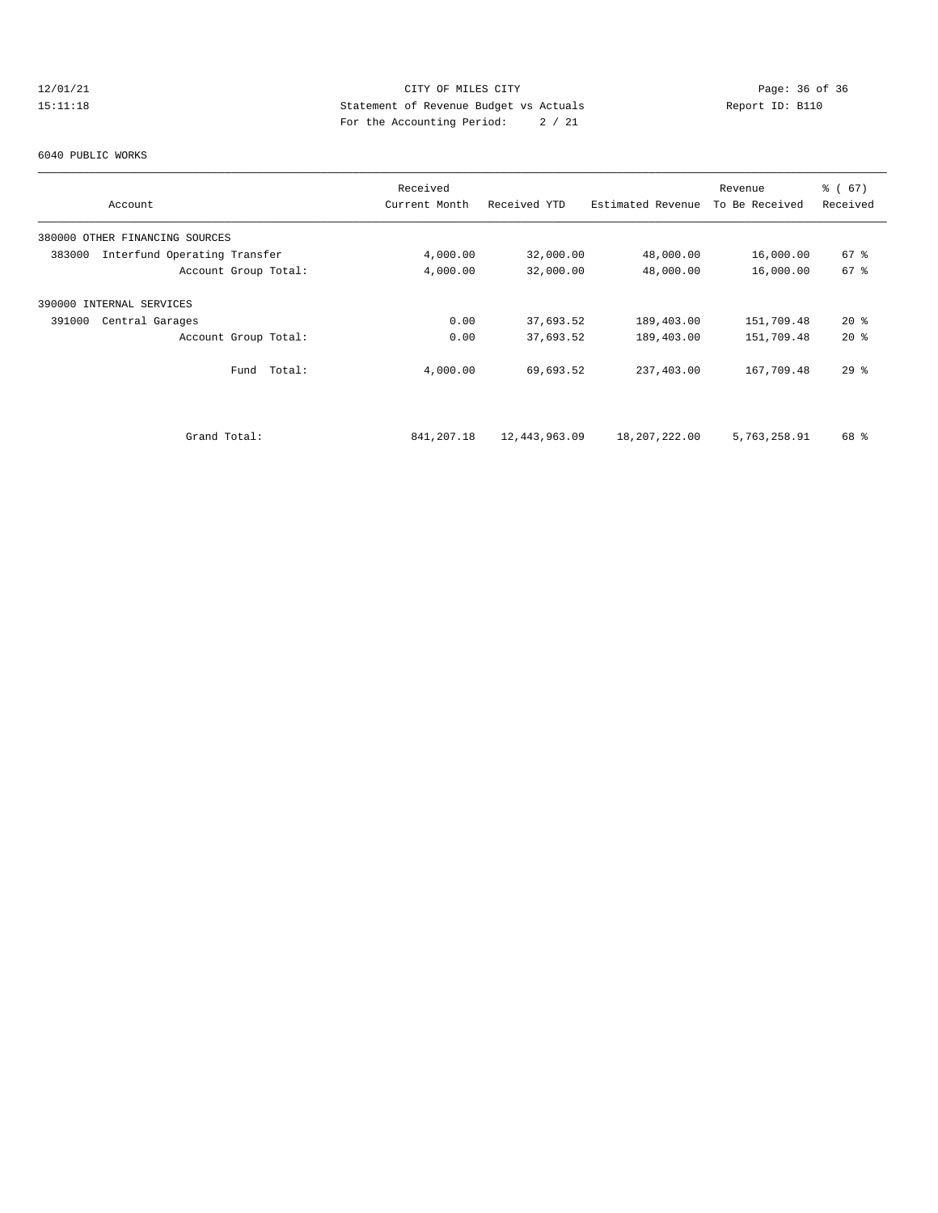12/01/21 CITY OF MILES CITY
15:11:18 Statement of Revenue Budget vs Actuals Report ID: B110
For the Accounting Period: 2 / 21

6040 PUBLIC WORKS

| Account | Received Current Month | Received YTD | Estimated Revenue | Revenue To Be Received | % ( 67) Received |
|---|---|---|---|---|---|
| 380000 OTHER FINANCING SOURCES | | | | | |
| 383000 Interfund Operating Transfer | 4,000.00 | 32,000.00 | 48,000.00 | 16,000.00 | 67 % |
| Account Group Total: | 4,000.00 | 32,000.00 | 48,000.00 | 16,000.00 | 67 % |
| 390000 INTERNAL SERVICES | | | | | |
| 391000 Central Garages | 0.00 | 37,693.52 | 189,403.00 | 151,709.48 | 20 % |
| Account Group Total: | 0.00 | 37,693.52 | 189,403.00 | 151,709.48 | 20 % |
| Fund Total: | 4,000.00 | 69,693.52 | 237,403.00 | 167,709.48 | 29 % |
| Grand Total: | 841,207.18 | 12,443,963.09 | 18,207,222.00 | 5,763,258.91 | 68 % |